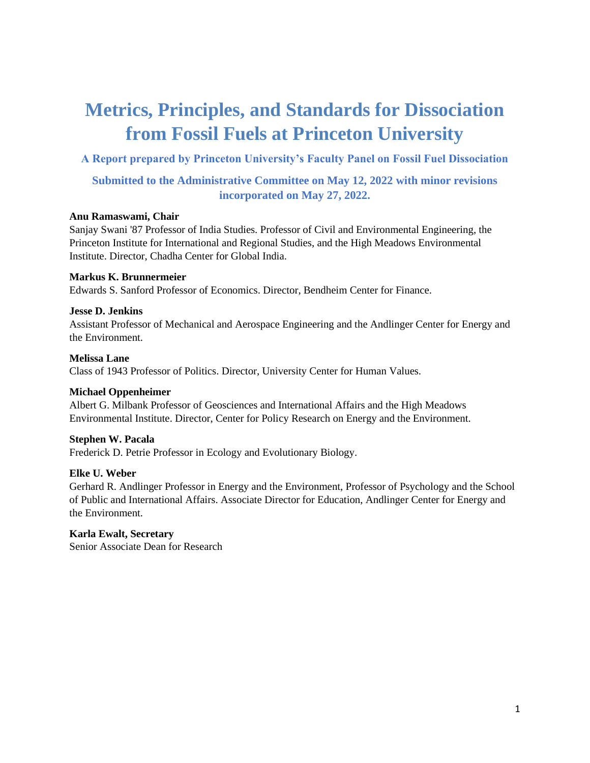# Metrics, Principles, and Standards for Dissociation from Fossil Fuels at Princeton University

### A Report prepared by Princeton University's Faculty Panel on Fossil Fuel Dissociation

### Submitted to the Administrative Committee on May 12, 2022 with minor revisions incorporated on May 27, 2022.

**Anu Ramaswami, Chair**
Sanjay Swani '87 Professor of India Studies. Professor of Civil and Environmental Engineering, the Princeton Institute for International and Regional Studies, and the High Meadows Environmental Institute. Director, Chadha Center for Global India.

**Markus K. Brunnermeier**
Edwards S. Sanford Professor of Economics. Director, Bendheim Center for Finance.

**Jesse D. Jenkins**
Assistant Professor of Mechanical and Aerospace Engineering and the Andlinger Center for Energy and the Environment.

**Melissa Lane**
Class of 1943 Professor of Politics. Director, University Center for Human Values.

**Michael Oppenheimer**
Albert G. Milbank Professor of Geosciences and International Affairs and the High Meadows Environmental Institute. Director, Center for Policy Research on Energy and the Environment.

**Stephen W. Pacala**
Frederick D. Petrie Professor in Ecology and Evolutionary Biology.

**Elke U. Weber**
Gerhard R. Andlinger Professor in Energy and the Environment, Professor of Psychology and the School of Public and International Affairs. Associate Director for Education, Andlinger Center for Energy and the Environment.

**Karla Ewalt, Secretary**
Senior Associate Dean for Research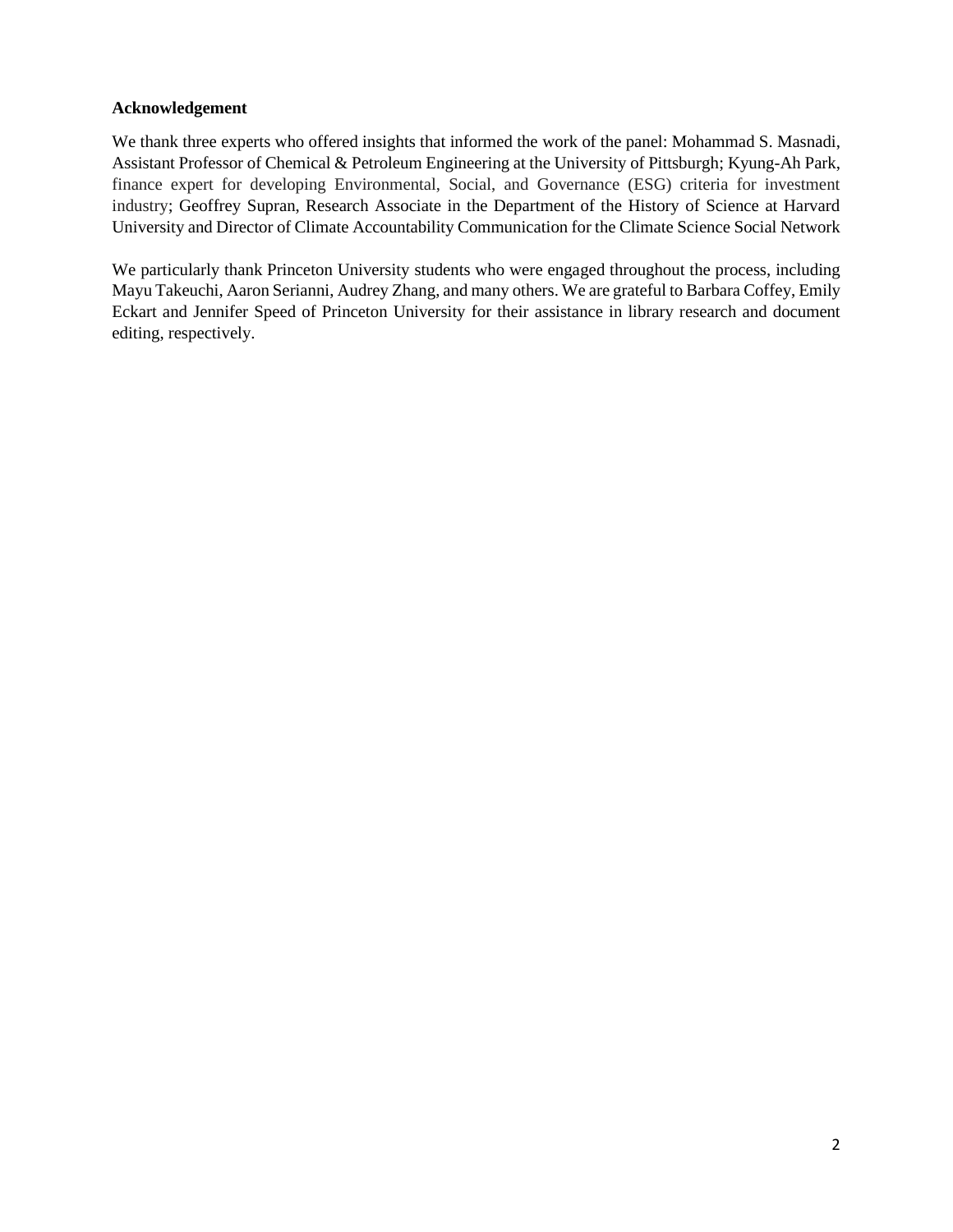**Acknowledgement**

We thank three experts who offered insights that informed the work of the panel: Mohammad S. Masnadi, Assistant Professor of Chemical & Petroleum Engineering at the University of Pittsburgh; Kyung-Ah Park, finance expert for developing Environmental, Social, and Governance (ESG) criteria for investment industry; Geoffrey Supran, Research Associate in the Department of the History of Science at Harvard University and Director of Climate Accountability Communication for the Climate Science Social Network

We particularly thank Princeton University students who were engaged throughout the process, including Mayu Takeuchi, Aaron Serianni, Audrey Zhang, and many others. We are grateful to Barbara Coffey, Emily Eckart and Jennifer Speed of Princeton University for their assistance in library research and document editing, respectively.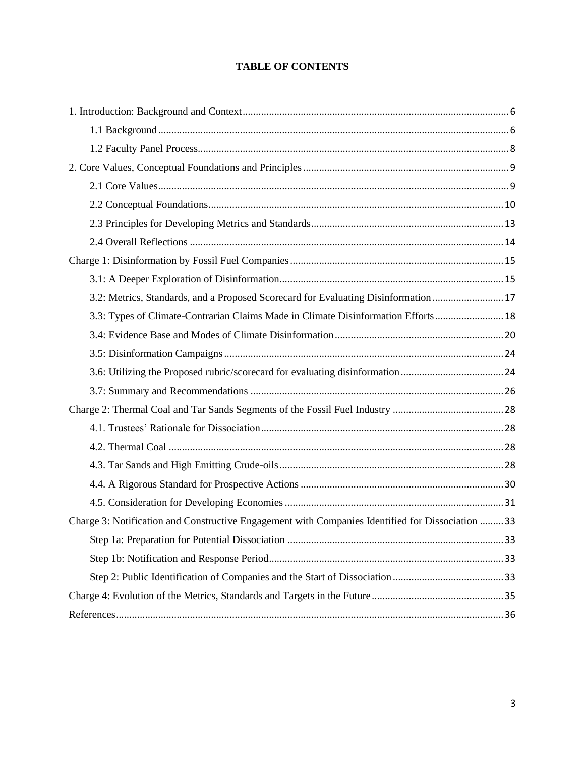# TABLE OF CONTENTS

1. Introduction: Background and Context .......... 6
   - 1.1 Background .......... 6
   - 1.2 Faculty Panel Process .......... 8
2. Core Values, Conceptual Foundations and Principles .......... 9
   - 2.1 Core Values .......... 9
   - 2.2 Conceptual Foundations .......... 10
   - 2.3 Principles for Developing Metrics and Standards .......... 13
   - 2.4 Overall Reflections .......... 14

Charge 1: Disinformation by Fossil Fuel Companies .......... 15
- 3.1: A Deeper Exploration of Disinformation .......... 15
- 3.2: Metrics, Standards, and a Proposed Scorecard for Evaluating Disinformation .......... 17
- 3.3: Types of Climate-Contrarian Claims Made in Climate Disinformation Efforts .......... 18
- 3.4: Evidence Base and Modes of Climate Disinformation .......... 20
- 3.5: Disinformation Campaigns .......... 24
- 3.6: Utilizing the Proposed rubric/scorecard for evaluating disinformation .......... 24
- 3.7: Summary and Recommendations .......... 26

Charge 2: Thermal Coal and Tar Sands Segments of the Fossil Fuel Industry .......... 28
- 4.1. Trustees' Rationale for Dissociation .......... 28
- 4.2. Thermal Coal .......... 28
- 4.3. Tar Sands and High Emitting Crude-oils .......... 28
- 4.4. A Rigorous Standard for Prospective Actions .......... 30
- 4.5. Consideration for Developing Economies .......... 31

Charge 3: Notification and Constructive Engagement with Companies Identified for Dissociation .......... 33
- Step 1a: Preparation for Potential Dissociation .......... 33
- Step 1b: Notification and Response Period .......... 33
- Step 2: Public Identification of Companies and the Start of Dissociation .......... 33

Charge 4: Evolution of the Metrics, Standards and Targets in the Future .......... 35

References .......... 36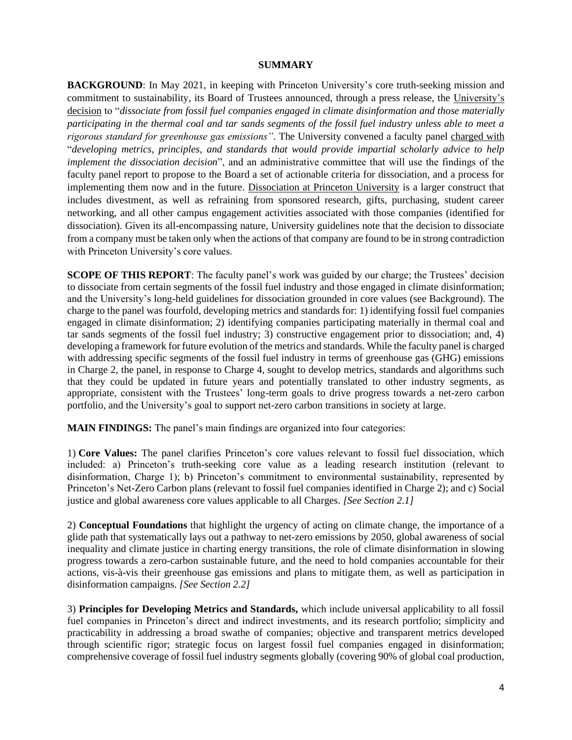## SUMMARY

**BACKGROUND**: In May 2021, in keeping with Princeton University's core truth-seeking mission and commitment to sustainability, its Board of Trustees announced, through a press release, the University's decision to "*dissociate from fossil fuel companies engaged in climate disinformation and those materially participating in the thermal coal and tar sands segments of the fossil fuel industry unless able to meet a rigorous standard for greenhouse gas emissions"*. The University convened a faculty panel charged with "*developing metrics, principles, and standards that would provide impartial scholarly advice to help implement the dissociation decision*", and an administrative committee that will use the findings of the faculty panel report to propose to the Board a set of actionable criteria for dissociation, and a process for implementing them now and in the future. Dissociation at Princeton University is a larger construct that includes divestment, as well as refraining from sponsored research, gifts, purchasing, student career networking, and all other campus engagement activities associated with those companies (identified for dissociation). Given its all-encompassing nature, University guidelines note that the decision to dissociate from a company must be taken only when the actions of that company are found to be in strong contradiction with Princeton University's core values.

**SCOPE OF THIS REPORT**: The faculty panel's work was guided by our charge; the Trustees' decision to dissociate from certain segments of the fossil fuel industry and those engaged in climate disinformation; and the University's long-held guidelines for dissociation grounded in core values (see Background). The charge to the panel was fourfold, developing metrics and standards for: 1) identifying fossil fuel companies engaged in climate disinformation; 2) identifying companies participating materially in thermal coal and tar sands segments of the fossil fuel industry; 3) constructive engagement prior to dissociation; and, 4) developing a framework for future evolution of the metrics and standards. While the faculty panel is charged with addressing specific segments of the fossil fuel industry in terms of greenhouse gas (GHG) emissions in Charge 2, the panel, in response to Charge 4, sought to develop metrics, standards and algorithms such that they could be updated in future years and potentially translated to other industry segments, as appropriate, consistent with the Trustees' long-term goals to drive progress towards a net-zero carbon portfolio, and the University's goal to support net-zero carbon transitions in society at large.

**MAIN FINDINGS:** The panel's main findings are organized into four categories:

1) **Core Values:** The panel clarifies Princeton's core values relevant to fossil fuel dissociation, which included: a) Princeton's truth-seeking core value as a leading research institution (relevant to disinformation, Charge 1); b) Princeton's commitment to environmental sustainability, represented by Princeton's Net-Zero Carbon plans (relevant to fossil fuel companies identified in Charge 2); and c) Social justice and global awareness core values applicable to all Charges. *[See Section 2.1]*

2) **Conceptual Foundations** that highlight the urgency of acting on climate change, the importance of a glide path that systematically lays out a pathway to net-zero emissions by 2050, global awareness of social inequality and climate justice in charting energy transitions, the role of climate disinformation in slowing progress towards a zero-carbon sustainable future, and the need to hold companies accountable for their actions, vis-à-vis their greenhouse gas emissions and plans to mitigate them, as well as participation in disinformation campaigns. *[See Section 2.2]*

3) **Principles for Developing Metrics and Standards,** which include universal applicability to all fossil fuel companies in Princeton's direct and indirect investments, and its research portfolio; simplicity and practicability in addressing a broad swathe of companies; objective and transparent metrics developed through scientific rigor; strategic focus on largest fossil fuel companies engaged in disinformation; comprehensive coverage of fossil fuel industry segments globally (covering 90% of global coal production,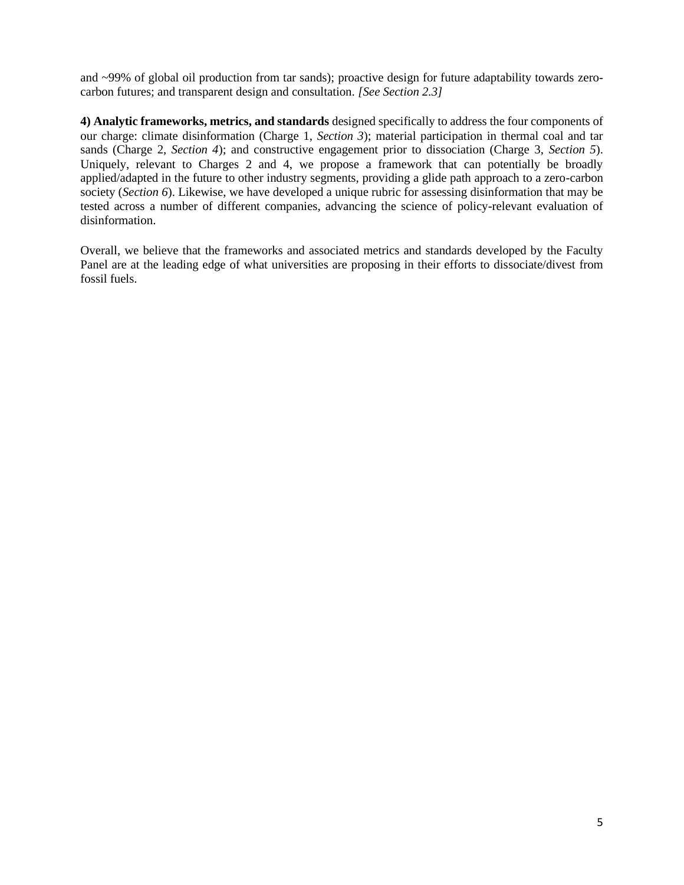and ~99% of global oil production from tar sands); proactive design for future adaptability towards zero-carbon futures; and transparent design and consultation. *[See Section 2.3]*

**4) Analytic frameworks, metrics, and standards** designed specifically to address the four components of our charge: climate disinformation (Charge 1, *Section 3*); material participation in thermal coal and tar sands (Charge 2, *Section 4*); and constructive engagement prior to dissociation (Charge 3, *Section 5*). Uniquely, relevant to Charges 2 and 4, we propose a framework that can potentially be broadly applied/adapted in the future to other industry segments, providing a glide path approach to a zero-carbon society (*Section 6*). Likewise, we have developed a unique rubric for assessing disinformation that may be tested across a number of different companies, advancing the science of policy-relevant evaluation of disinformation.

Overall, we believe that the frameworks and associated metrics and standards developed by the Faculty Panel are at the leading edge of what universities are proposing in their efforts to dissociate/divest from fossil fuels.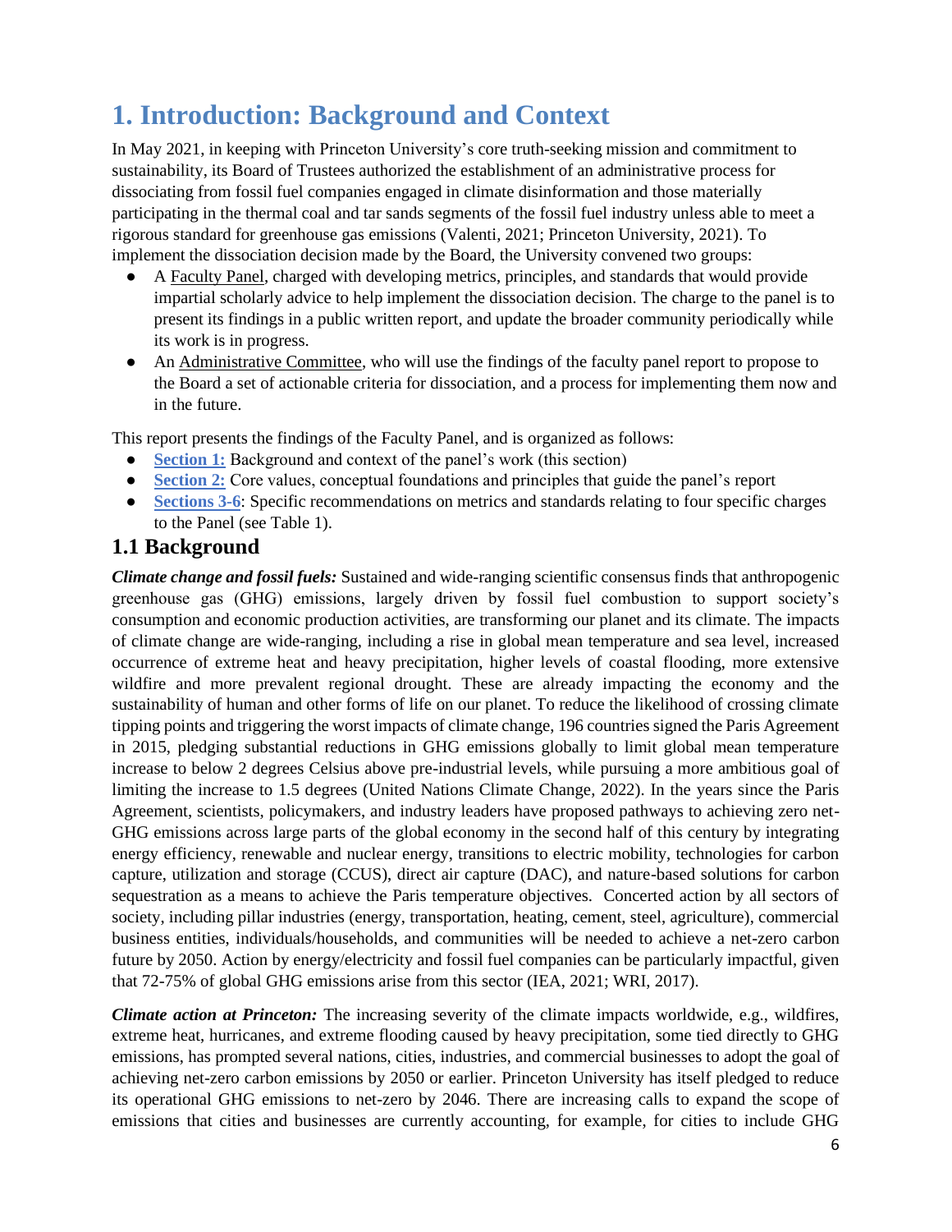# 1. Introduction: Background and Context

In May 2021, in keeping with Princeton University's core truth-seeking mission and commitment to sustainability, its Board of Trustees authorized the establishment of an administrative process for dissociating from fossil fuel companies engaged in climate disinformation and those materially participating in the thermal coal and tar sands segments of the fossil fuel industry unless able to meet a rigorous standard for greenhouse gas emissions (Valenti, 2021; Princeton University, 2021). To implement the dissociation decision made by the Board, the University convened two groups:

- A Faculty Panel, charged with developing metrics, principles, and standards that would provide impartial scholarly advice to help implement the dissociation decision. The charge to the panel is to present its findings in a public written report, and update the broader community periodically while its work is in progress.
- An Administrative Committee, who will use the findings of the faculty panel report to propose to the Board a set of actionable criteria for dissociation, and a process for implementing them now and in the future.

This report presents the findings of the Faculty Panel, and is organized as follows:

- **Section 1:** Background and context of the panel's work (this section)
- **Section 2:** Core values, conceptual foundations and principles that guide the panel's report
- **Sections 3-6**: Specific recommendations on metrics and standards relating to four specific charges to the Panel (see Table 1).

## 1.1 Background

***Climate change and fossil fuels:*** Sustained and wide-ranging scientific consensus finds that anthropogenic greenhouse gas (GHG) emissions, largely driven by fossil fuel combustion to support society's consumption and economic production activities, are transforming our planet and its climate. The impacts of climate change are wide-ranging, including a rise in global mean temperature and sea level, increased occurrence of extreme heat and heavy precipitation, higher levels of coastal flooding, more extensive wildfire and more prevalent regional drought. These are already impacting the economy and the sustainability of human and other forms of life on our planet. To reduce the likelihood of crossing climate tipping points and triggering the worst impacts of climate change, 196 countries signed the Paris Agreement in 2015, pledging substantial reductions in GHG emissions globally to limit global mean temperature increase to below 2 degrees Celsius above pre-industrial levels, while pursuing a more ambitious goal of limiting the increase to 1.5 degrees (United Nations Climate Change, 2022). In the years since the Paris Agreement, scientists, policymakers, and industry leaders have proposed pathways to achieving zero net-GHG emissions across large parts of the global economy in the second half of this century by integrating energy efficiency, renewable and nuclear energy, transitions to electric mobility, technologies for carbon capture, utilization and storage (CCUS), direct air capture (DAC), and nature-based solutions for carbon sequestration as a means to achieve the Paris temperature objectives. Concerted action by all sectors of society, including pillar industries (energy, transportation, heating, cement, steel, agriculture), commercial business entities, individuals/households, and communities will be needed to achieve a net-zero carbon future by 2050. Action by energy/electricity and fossil fuel companies can be particularly impactful, given that 72-75% of global GHG emissions arise from this sector (IEA, 2021; WRI, 2017).

***Climate action at Princeton:*** The increasing severity of the climate impacts worldwide, e.g., wildfires, extreme heat, hurricanes, and extreme flooding caused by heavy precipitation, some tied directly to GHG emissions, has prompted several nations, cities, industries, and commercial businesses to adopt the goal of achieving net-zero carbon emissions by 2050 or earlier. Princeton University has itself pledged to reduce its operational GHG emissions to net-zero by 2046. There are increasing calls to expand the scope of emissions that cities and businesses are currently accounting, for example, for cities to include GHG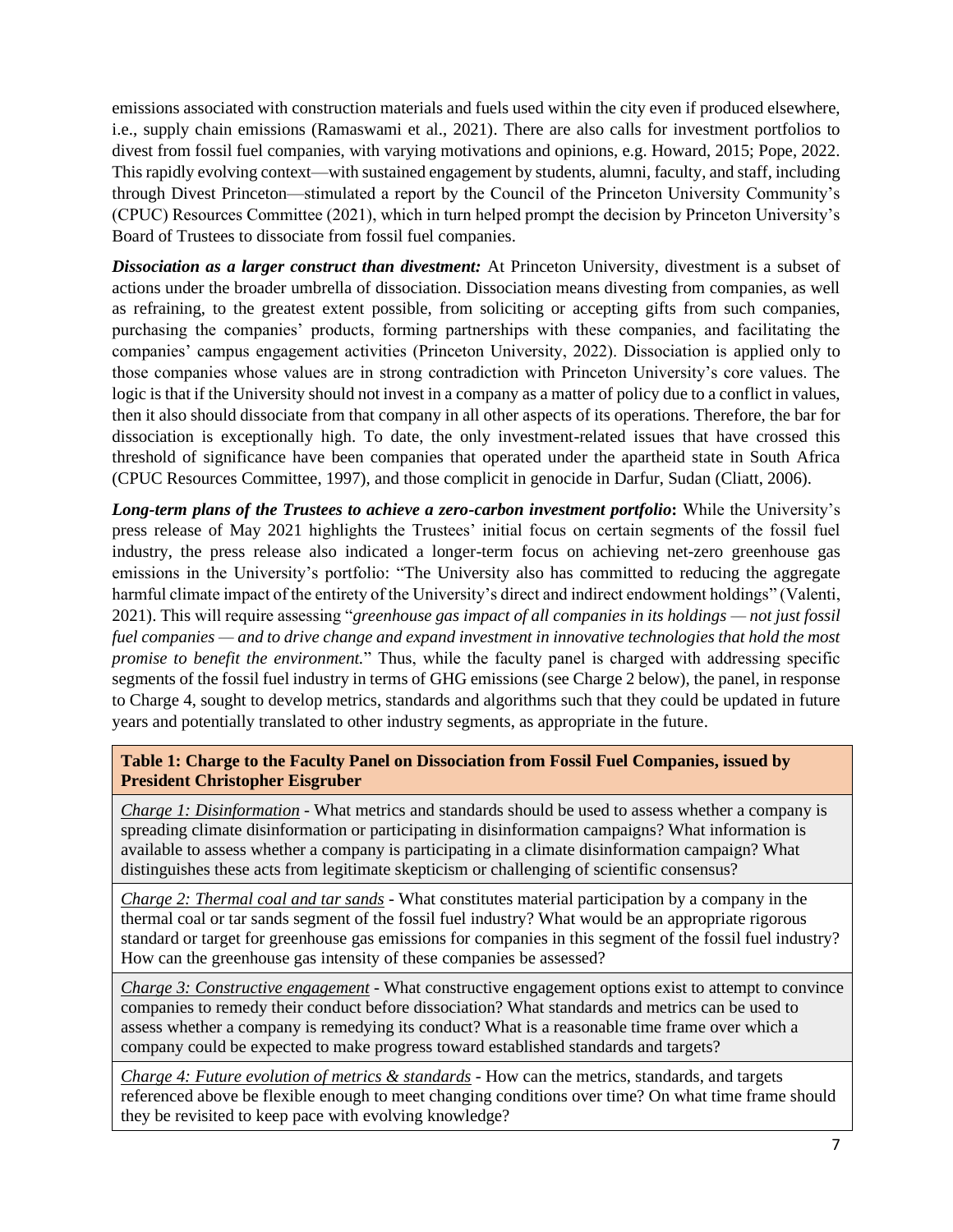emissions associated with construction materials and fuels used within the city even if produced elsewhere, i.e., supply chain emissions (Ramaswami et al., 2021). There are also calls for investment portfolios to divest from fossil fuel companies, with varying motivations and opinions, e.g. Howard, 2015; Pope, 2022. This rapidly evolving context—with sustained engagement by students, alumni, faculty, and staff, including through Divest Princeton—stimulated a report by the Council of the Princeton University Community's (CPUC) Resources Committee (2021), which in turn helped prompt the decision by Princeton University's Board of Trustees to dissociate from fossil fuel companies.

***Dissociation as a larger construct than divestment:*** At Princeton University, divestment is a subset of actions under the broader umbrella of dissociation. Dissociation means divesting from companies, as well as refraining, to the greatest extent possible, from soliciting or accepting gifts from such companies, purchasing the companies' products, forming partnerships with these companies, and facilitating the companies' campus engagement activities (Princeton University, 2022). Dissociation is applied only to those companies whose values are in strong contradiction with Princeton University's core values. The logic is that if the University should not invest in a company as a matter of policy due to a conflict in values, then it also should dissociate from that company in all other aspects of its operations. Therefore, the bar for dissociation is exceptionally high. To date, the only investment-related issues that have crossed this threshold of significance have been companies that operated under the apartheid state in South Africa (CPUC Resources Committee, 1997), and those complicit in genocide in Darfur, Sudan (Cliatt, 2006).

***Long-term plans of the Trustees to achieve a zero-carbon investment portfolio*:** While the University's press release of May 2021 highlights the Trustees' initial focus on certain segments of the fossil fuel industry, the press release also indicated a longer-term focus on achieving net-zero greenhouse gas emissions in the University's portfolio: "The University also has committed to reducing the aggregate harmful climate impact of the entirety of the University's direct and indirect endowment holdings" (Valenti, 2021). This will require assessing "*greenhouse gas impact of all companies in its holdings — not just fossil fuel companies — and to drive change and expand investment in innovative technologies that hold the most promise to benefit the environment.*" Thus, while the faculty panel is charged with addressing specific segments of the fossil fuel industry in terms of GHG emissions (see Charge 2 below), the panel, in response to Charge 4, sought to develop metrics, standards and algorithms such that they could be updated in future years and potentially translated to other industry segments, as appropriate in the future.

| **Table 1: Charge to the Faculty Panel on Dissociation from Fossil Fuel Companies, issued by President Christopher Eisgruber** |
|---|
| *Charge 1: Disinformation* - What metrics and standards should be used to assess whether a company is spreading climate disinformation or participating in disinformation campaigns? What information is available to assess whether a company is participating in a climate disinformation campaign? What distinguishes these acts from legitimate skepticism or challenging of scientific consensus? |
| *Charge 2: Thermal coal and tar sands* - What constitutes material participation by a company in the thermal coal or tar sands segment of the fossil fuel industry? What would be an appropriate rigorous standard or target for greenhouse gas emissions for companies in this segment of the fossil fuel industry? How can the greenhouse gas intensity of these companies be assessed? |
| *Charge 3: Constructive engagement* - What constructive engagement options exist to attempt to convince companies to remedy their conduct before dissociation? What standards and metrics can be used to assess whether a company is remedying its conduct? What is a reasonable time frame over which a company could be expected to make progress toward established standards and targets? |
| *Charge 4: Future evolution of metrics & standards* - How can the metrics, standards, and targets referenced above be flexible enough to meet changing conditions over time? On what time frame should they be revisited to keep pace with evolving knowledge? |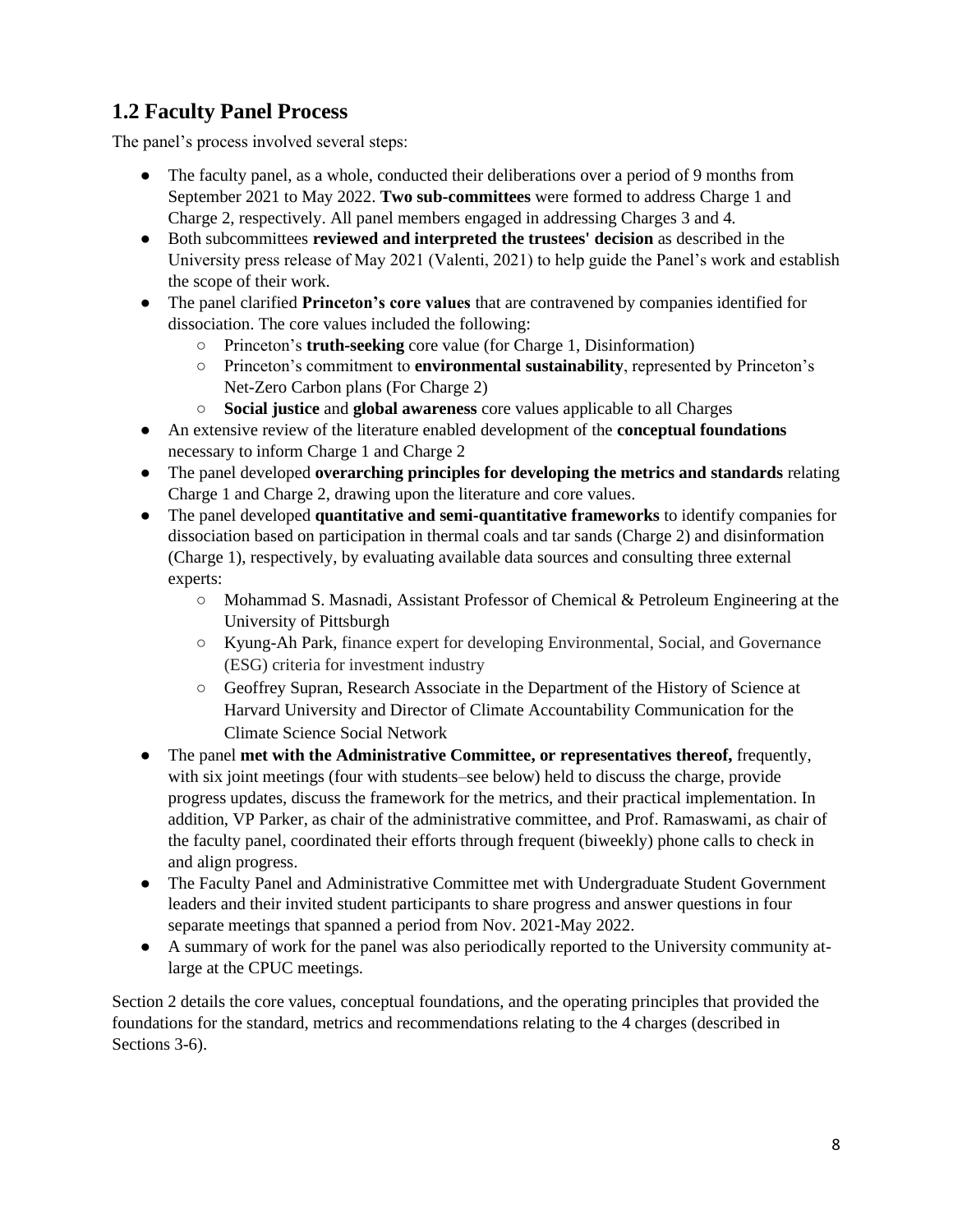## 1.2 Faculty Panel Process

The panel's process involved several steps:

- The faculty panel, as a whole, conducted their deliberations over a period of 9 months from September 2021 to May 2022. **Two sub-committees** were formed to address Charge 1 and Charge 2, respectively. All panel members engaged in addressing Charges 3 and 4.
- Both subcommittees **reviewed and interpreted the trustees' decision** as described in the University press release of May 2021 (Valenti, 2021) to help guide the Panel's work and establish the scope of their work.
- The panel clarified **Princeton's core values** that are contravened by companies identified for dissociation. The core values included the following:
    - Princeton's **truth-seeking** core value (for Charge 1, Disinformation)
    - Princeton's commitment to **environmental sustainability**, represented by Princeton's Net-Zero Carbon plans (For Charge 2)
    - **Social justice** and **global awareness** core values applicable to all Charges
- An extensive review of the literature enabled development of the **conceptual foundations** necessary to inform Charge 1 and Charge 2
- The panel developed **overarching principles for developing the metrics and standards** relating Charge 1 and Charge 2, drawing upon the literature and core values.
- The panel developed **quantitative and semi-quantitative frameworks** to identify companies for dissociation based on participation in thermal coals and tar sands (Charge 2) and disinformation (Charge 1), respectively, by evaluating available data sources and consulting three external experts:
    - Mohammad S. Masnadi, Assistant Professor of Chemical & Petroleum Engineering at the University of Pittsburgh
    - Kyung-Ah Park, finance expert for developing Environmental, Social, and Governance (ESG) criteria for investment industry
    - Geoffrey Supran, Research Associate in the Department of the History of Science at Harvard University and Director of Climate Accountability Communication for the Climate Science Social Network
- The panel **met with the Administrative Committee, or representatives thereof,** frequently, with six joint meetings (four with students–see below) held to discuss the charge, provide progress updates, discuss the framework for the metrics, and their practical implementation. In addition, VP Parker, as chair of the administrative committee, and Prof. Ramaswami, as chair of the faculty panel, coordinated their efforts through frequent (biweekly) phone calls to check in and align progress.
- The Faculty Panel and Administrative Committee met with Undergraduate Student Government leaders and their invited student participants to share progress and answer questions in four separate meetings that spanned a period from Nov. 2021-May 2022.
- A summary of work for the panel was also periodically reported to the University community at-large at the CPUC meetings.

Section 2 details the core values, conceptual foundations, and the operating principles that provided the foundations for the standard, metrics and recommendations relating to the 4 charges (described in Sections 3-6).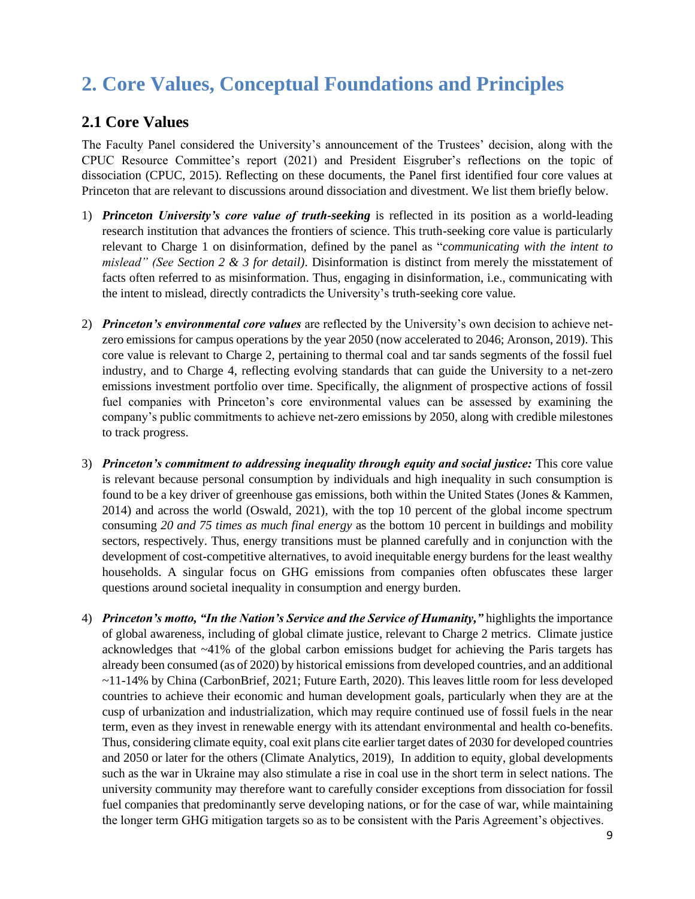# 2. Core Values, Conceptual Foundations and Principles

## 2.1 Core Values

The Faculty Panel considered the University's announcement of the Trustees' decision, along with the CPUC Resource Committee's report (2021) and President Eisgruber's reflections on the topic of dissociation (CPUC, 2015). Reflecting on these documents, the Panel first identified four core values at Princeton that are relevant to discussions around dissociation and divestment. We list them briefly below.

1) ***Princeton University's core value of truth-seeking*** is reflected in its position as a world-leading research institution that advances the frontiers of science. This truth-seeking core value is particularly relevant to Charge 1 on disinformation, defined by the panel as "*communicating with the intent to mislead" (See Section 2 & 3 for detail)*. Disinformation is distinct from merely the misstatement of facts often referred to as misinformation. Thus, engaging in disinformation, i.e., communicating with the intent to mislead, directly contradicts the University's truth-seeking core value.

2) ***Princeton's environmental core values*** are reflected by the University's own decision to achieve net-zero emissions for campus operations by the year 2050 (now accelerated to 2046; Aronson, 2019). This core value is relevant to Charge 2, pertaining to thermal coal and tar sands segments of the fossil fuel industry, and to Charge 4, reflecting evolving standards that can guide the University to a net-zero emissions investment portfolio over time. Specifically, the alignment of prospective actions of fossil fuel companies with Princeton's core environmental values can be assessed by examining the company's public commitments to achieve net-zero emissions by 2050, along with credible milestones to track progress.

3) ***Princeton's commitment to addressing inequality through equity and social justice:*** This core value is relevant because personal consumption by individuals and high inequality in such consumption is found to be a key driver of greenhouse gas emissions, both within the United States (Jones & Kammen, 2014) and across the world (Oswald, 2021), with the top 10 percent of the global income spectrum consuming *20 and 75 times as much final energy* as the bottom 10 percent in buildings and mobility sectors, respectively. Thus, energy transitions must be planned carefully and in conjunction with the development of cost-competitive alternatives, to avoid inequitable energy burdens for the least wealthy households. A singular focus on GHG emissions from companies often obfuscates these larger questions around societal inequality in consumption and energy burden.

4) ***Princeton's motto, "In the Nation's Service and the Service of Humanity,"*** highlights the importance of global awareness, including of global climate justice, relevant to Charge 2 metrics. Climate justice acknowledges that ~41% of the global carbon emissions budget for achieving the Paris targets has already been consumed (as of 2020) by historical emissions from developed countries, and an additional ~11-14% by China (CarbonBrief, 2021; Future Earth, 2020). This leaves little room for less developed countries to achieve their economic and human development goals, particularly when they are at the cusp of urbanization and industrialization, which may require continued use of fossil fuels in the near term, even as they invest in renewable energy with its attendant environmental and health co-benefits. Thus, considering climate equity, coal exit plans cite earlier target dates of 2030 for developed countries and 2050 or later for the others (Climate Analytics, 2019), In addition to equity, global developments such as the war in Ukraine may also stimulate a rise in coal use in the short term in select nations. The university community may therefore want to carefully consider exceptions from dissociation for fossil fuel companies that predominantly serve developing nations, or for the case of war, while maintaining the longer term GHG mitigation targets so as to be consistent with the Paris Agreement's objectives.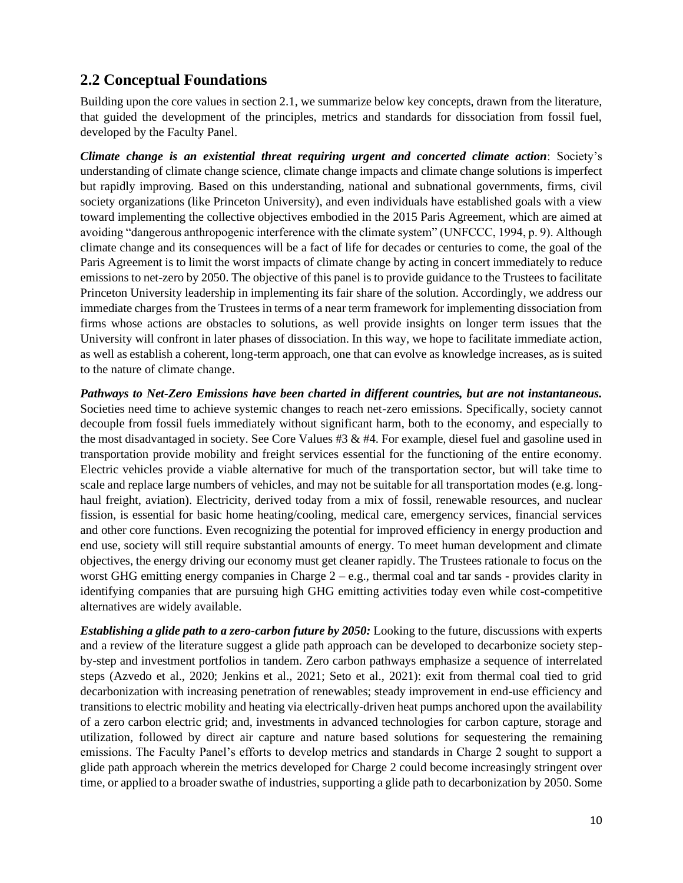## 2.2 Conceptual Foundations

Building upon the core values in section 2.1, we summarize below key concepts, drawn from the literature, that guided the development of the principles, metrics and standards for dissociation from fossil fuel, developed by the Faculty Panel.

***Climate change is an existential threat requiring urgent and concerted climate action***: Society's understanding of climate change science, climate change impacts and climate change solutions is imperfect but rapidly improving. Based on this understanding, national and subnational governments, firms, civil society organizations (like Princeton University), and even individuals have established goals with a view toward implementing the collective objectives embodied in the 2015 Paris Agreement, which are aimed at avoiding "dangerous anthropogenic interference with the climate system" (UNFCCC, 1994, p. 9). Although climate change and its consequences will be a fact of life for decades or centuries to come, the goal of the Paris Agreement is to limit the worst impacts of climate change by acting in concert immediately to reduce emissions to net-zero by 2050. The objective of this panel is to provide guidance to the Trustees to facilitate Princeton University leadership in implementing its fair share of the solution. Accordingly, we address our immediate charges from the Trustees in terms of a near term framework for implementing dissociation from firms whose actions are obstacles to solutions, as well provide insights on longer term issues that the University will confront in later phases of dissociation. In this way, we hope to facilitate immediate action, as well as establish a coherent, long-term approach, one that can evolve as knowledge increases, as is suited to the nature of climate change.

***Pathways to Net-Zero Emissions have been charted in different countries, but are not instantaneous.*** Societies need time to achieve systemic changes to reach net-zero emissions. Specifically, society cannot decouple from fossil fuels immediately without significant harm, both to the economy, and especially to the most disadvantaged in society. See Core Values #3 & #4. For example, diesel fuel and gasoline used in transportation provide mobility and freight services essential for the functioning of the entire economy. Electric vehicles provide a viable alternative for much of the transportation sector, but will take time to scale and replace large numbers of vehicles, and may not be suitable for all transportation modes (e.g. long-haul freight, aviation). Electricity, derived today from a mix of fossil, renewable resources, and nuclear fission, is essential for basic home heating/cooling, medical care, emergency services, financial services and other core functions. Even recognizing the potential for improved efficiency in energy production and end use, society will still require substantial amounts of energy. To meet human development and climate objectives, the energy driving our economy must get cleaner rapidly. The Trustees rationale to focus on the worst GHG emitting energy companies in Charge 2 – e.g., thermal coal and tar sands - provides clarity in identifying companies that are pursuing high GHG emitting activities today even while cost-competitive alternatives are widely available.

***Establishing a glide path to a zero-carbon future by 2050:*** Looking to the future, discussions with experts and a review of the literature suggest a glide path approach can be developed to decarbonize society step-by-step and investment portfolios in tandem. Zero carbon pathways emphasize a sequence of interrelated steps (Azvedo et al., 2020; Jenkins et al., 2021; Seto et al., 2021): exit from thermal coal tied to grid decarbonization with increasing penetration of renewables; steady improvement in end-use efficiency and transitions to electric mobility and heating via electrically-driven heat pumps anchored upon the availability of a zero carbon electric grid; and, investments in advanced technologies for carbon capture, storage and utilization, followed by direct air capture and nature based solutions for sequestering the remaining emissions. The Faculty Panel's efforts to develop metrics and standards in Charge 2 sought to support a glide path approach wherein the metrics developed for Charge 2 could become increasingly stringent over time, or applied to a broader swathe of industries, supporting a glide path to decarbonization by 2050. Some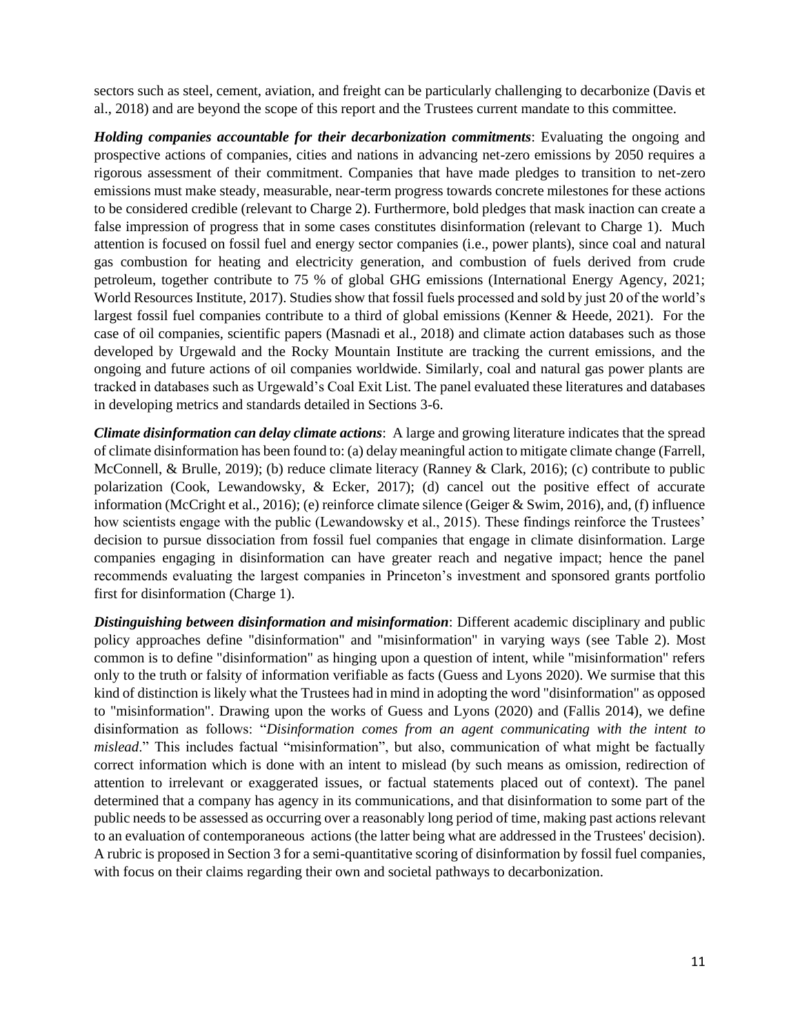sectors such as steel, cement, aviation, and freight can be particularly challenging to decarbonize (Davis et al., 2018) and are beyond the scope of this report and the Trustees current mandate to this committee.

***Holding companies accountable for their decarbonization commitments***: Evaluating the ongoing and prospective actions of companies, cities and nations in advancing net-zero emissions by 2050 requires a rigorous assessment of their commitment. Companies that have made pledges to transition to net-zero emissions must make steady, measurable, near-term progress towards concrete milestones for these actions to be considered credible (relevant to Charge 2). Furthermore, bold pledges that mask inaction can create a false impression of progress that in some cases constitutes disinformation (relevant to Charge 1). Much attention is focused on fossil fuel and energy sector companies (i.e., power plants), since coal and natural gas combustion for heating and electricity generation, and combustion of fuels derived from crude petroleum, together contribute to 75 % of global GHG emissions (International Energy Agency, 2021; World Resources Institute, 2017). Studies show that fossil fuels processed and sold by just 20 of the world's largest fossil fuel companies contribute to a third of global emissions (Kenner & Heede, 2021). For the case of oil companies, scientific papers (Masnadi et al., 2018) and climate action databases such as those developed by Urgewald and the Rocky Mountain Institute are tracking the current emissions, and the ongoing and future actions of oil companies worldwide. Similarly, coal and natural gas power plants are tracked in databases such as Urgewald's Coal Exit List. The panel evaluated these literatures and databases in developing metrics and standards detailed in Sections 3-6.

***Climate disinformation can delay climate actions***: A large and growing literature indicates that the spread of climate disinformation has been found to: (a) delay meaningful action to mitigate climate change (Farrell, McConnell, & Brulle, 2019); (b) reduce climate literacy (Ranney & Clark, 2016); (c) contribute to public polarization (Cook, Lewandowsky, & Ecker, 2017); (d) cancel out the positive effect of accurate information (McCright et al., 2016); (e) reinforce climate silence (Geiger & Swim, 2016), and, (f) influence how scientists engage with the public (Lewandowsky et al., 2015). These findings reinforce the Trustees' decision to pursue dissociation from fossil fuel companies that engage in climate disinformation. Large companies engaging in disinformation can have greater reach and negative impact; hence the panel recommends evaluating the largest companies in Princeton's investment and sponsored grants portfolio first for disinformation (Charge 1).

***Distinguishing between disinformation and misinformation***: Different academic disciplinary and public policy approaches define "disinformation" and "misinformation" in varying ways (see Table 2). Most common is to define "disinformation" as hinging upon a question of intent, while "misinformation" refers only to the truth or falsity of information verifiable as facts (Guess and Lyons 2020). We surmise that this kind of distinction is likely what the Trustees had in mind in adopting the word "disinformation" as opposed to "misinformation". Drawing upon the works of Guess and Lyons (2020) and (Fallis 2014), we define disinformation as follows: "*Disinformation comes from an agent communicating with the intent to mislead*." This includes factual "misinformation", but also, communication of what might be factually correct information which is done with an intent to mislead (by such means as omission, redirection of attention to irrelevant or exaggerated issues, or factual statements placed out of context). The panel determined that a company has agency in its communications, and that disinformation to some part of the public needs to be assessed as occurring over a reasonably long period of time, making past actions relevant to an evaluation of contemporaneous actions (the latter being what are addressed in the Trustees' decision). A rubric is proposed in Section 3 for a semi-quantitative scoring of disinformation by fossil fuel companies, with focus on their claims regarding their own and societal pathways to decarbonization.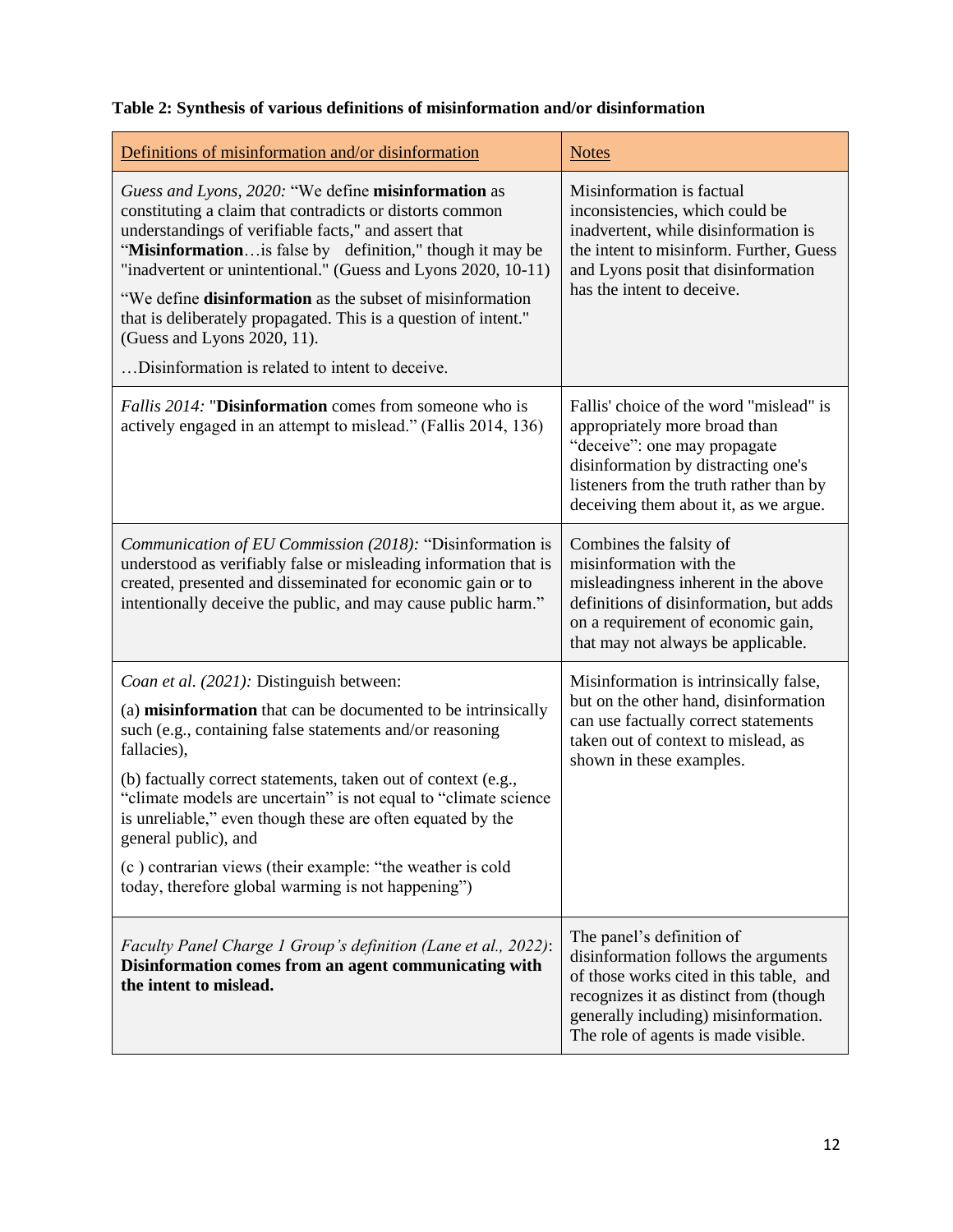**Table 2: Synthesis of various definitions of misinformation and/or disinformation**

| Definitions of misinformation and/or disinformation | Notes |
|---|---|
| *Guess and Lyons, 2020:* "We define **misinformation** as constituting a claim that contradicts or distorts common understandings of verifiable facts," and assert that "**Misinformation**…is false by definition," though it may be "inadvertent or unintentional." (Guess and Lyons 2020, 10-11)<br><br>"We define **disinformation** as the subset of misinformation that is deliberately propagated. This is a question of intent." (Guess and Lyons 2020, 11).<br><br>…Disinformation is related to intent to deceive. | Misinformation is factual inconsistencies, which could be inadvertent, while disinformation is the intent to misinform. Further, Guess and Lyons posit that disinformation has the intent to deceive. |
| *Fallis 2014:* "**Disinformation** comes from someone who is actively engaged in an attempt to mislead." (Fallis 2014, 136) | Fallis' choice of the word "mislead" is appropriately more broad than "deceive": one may propagate disinformation by distracting one's listeners from the truth rather than by deceiving them about it, as we argue. |
| *Communication of EU Commission (2018):* "Disinformation is understood as verifiably false or misleading information that is created, presented and disseminated for economic gain or to intentionally deceive the public, and may cause public harm." | Combines the falsity of misinformation with the misleadingness inherent in the above definitions of disinformation, but adds on a requirement of economic gain, that may not always be applicable. |
| *Coan et al. (2021):* Distinguish between:<br><br>(a) **misinformation** that can be documented to be intrinsically such (e.g., containing false statements and/or reasoning fallacies),<br><br>(b) factually correct statements, taken out of context (e.g., "climate models are uncertain" is not equal to "climate science is unreliable," even though these are often equated by the general public), and<br><br>(c ) contrarian views (their example: "the weather is cold today, therefore global warming is not happening") | Misinformation is intrinsically false, but on the other hand, disinformation can use factually correct statements taken out of context to mislead, as shown in these examples. |
| *Faculty Panel Charge 1 Group's definition (Lane et al., 2022)*: **Disinformation comes from an agent communicating with the intent to mislead.** | The panel's definition of disinformation follows the arguments of those works cited in this table, and recognizes it as distinct from (though generally including) misinformation. The role of agents is made visible. |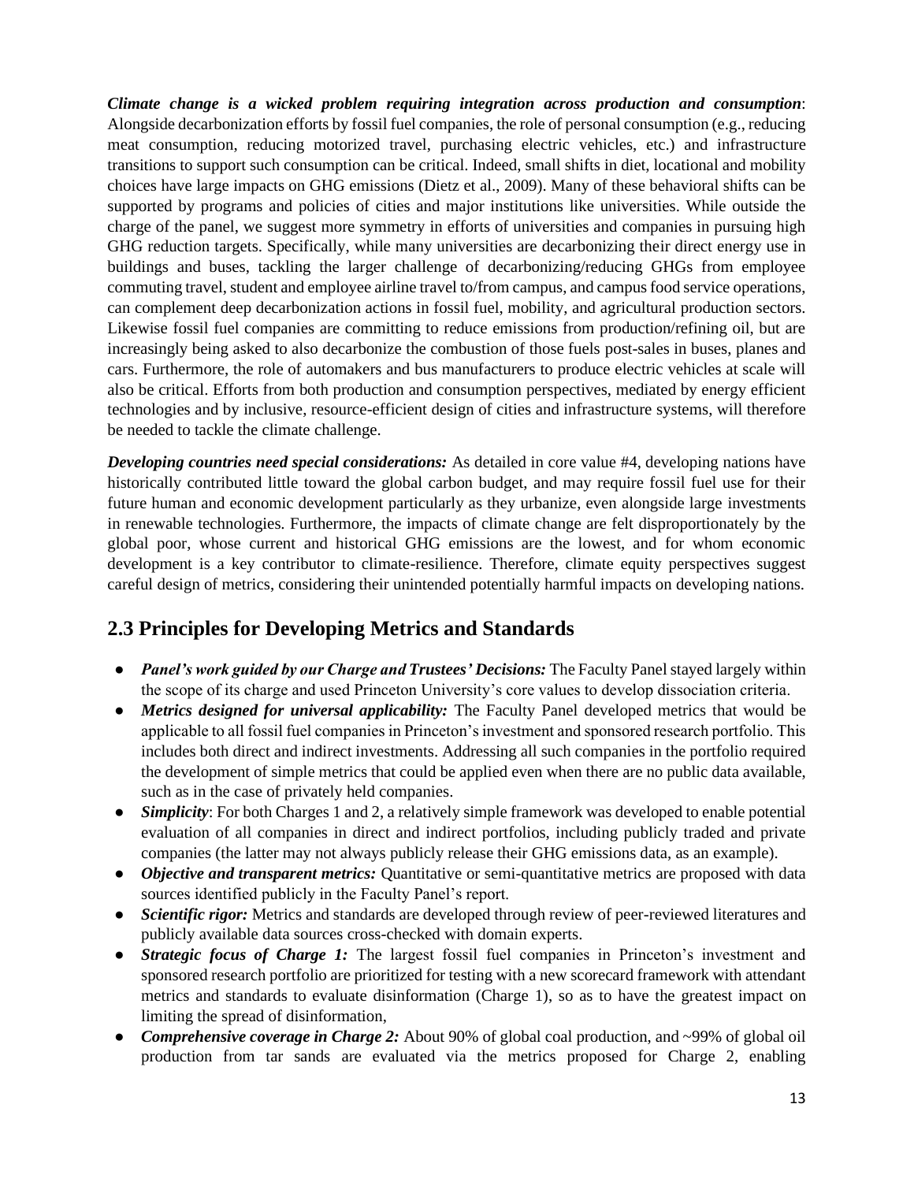***Climate change is a wicked problem requiring integration across production and consumption***: Alongside decarbonization efforts by fossil fuel companies, the role of personal consumption (e.g., reducing meat consumption, reducing motorized travel, purchasing electric vehicles, etc.) and infrastructure transitions to support such consumption can be critical. Indeed, small shifts in diet, locational and mobility choices have large impacts on GHG emissions (Dietz et al., 2009). Many of these behavioral shifts can be supported by programs and policies of cities and major institutions like universities. While outside the charge of the panel, we suggest more symmetry in efforts of universities and companies in pursuing high GHG reduction targets. Specifically, while many universities are decarbonizing their direct energy use in buildings and buses, tackling the larger challenge of decarbonizing/reducing GHGs from employee commuting travel, student and employee airline travel to/from campus, and campus food service operations, can complement deep decarbonization actions in fossil fuel, mobility, and agricultural production sectors. Likewise fossil fuel companies are committing to reduce emissions from production/refining oil, but are increasingly being asked to also decarbonize the combustion of those fuels post-sales in buses, planes and cars. Furthermore, the role of automakers and bus manufacturers to produce electric vehicles at scale will also be critical. Efforts from both production and consumption perspectives, mediated by energy efficient technologies and by inclusive, resource-efficient design of cities and infrastructure systems, will therefore be needed to tackle the climate challenge.

***Developing countries need special considerations:*** As detailed in core value #4, developing nations have historically contributed little toward the global carbon budget, and may require fossil fuel use for their future human and economic development particularly as they urbanize, even alongside large investments in renewable technologies. Furthermore, the impacts of climate change are felt disproportionately by the global poor, whose current and historical GHG emissions are the lowest, and for whom economic development is a key contributor to climate-resilience. Therefore, climate equity perspectives suggest careful design of metrics, considering their unintended potentially harmful impacts on developing nations.

## 2.3 Principles for Developing Metrics and Standards

- ***Panel's work guided by our Charge and Trustees' Decisions:*** The Faculty Panel stayed largely within the scope of its charge and used Princeton University's core values to develop dissociation criteria.
- ***Metrics designed for universal applicability:*** The Faculty Panel developed metrics that would be applicable to all fossil fuel companies in Princeton's investment and sponsored research portfolio. This includes both direct and indirect investments. Addressing all such companies in the portfolio required the development of simple metrics that could be applied even when there are no public data available, such as in the case of privately held companies.
- ***Simplicity***: For both Charges 1 and 2, a relatively simple framework was developed to enable potential evaluation of all companies in direct and indirect portfolios, including publicly traded and private companies (the latter may not always publicly release their GHG emissions data, as an example).
- ***Objective and transparent metrics:*** Quantitative or semi-quantitative metrics are proposed with data sources identified publicly in the Faculty Panel's report.
- ***Scientific rigor:*** Metrics and standards are developed through review of peer-reviewed literatures and publicly available data sources cross-checked with domain experts.
- ***Strategic focus of Charge 1:*** The largest fossil fuel companies in Princeton's investment and sponsored research portfolio are prioritized for testing with a new scorecard framework with attendant metrics and standards to evaluate disinformation (Charge 1), so as to have the greatest impact on limiting the spread of disinformation,
- ***Comprehensive coverage in Charge 2:*** About 90% of global coal production, and ~99% of global oil production from tar sands are evaluated via the metrics proposed for Charge 2, enabling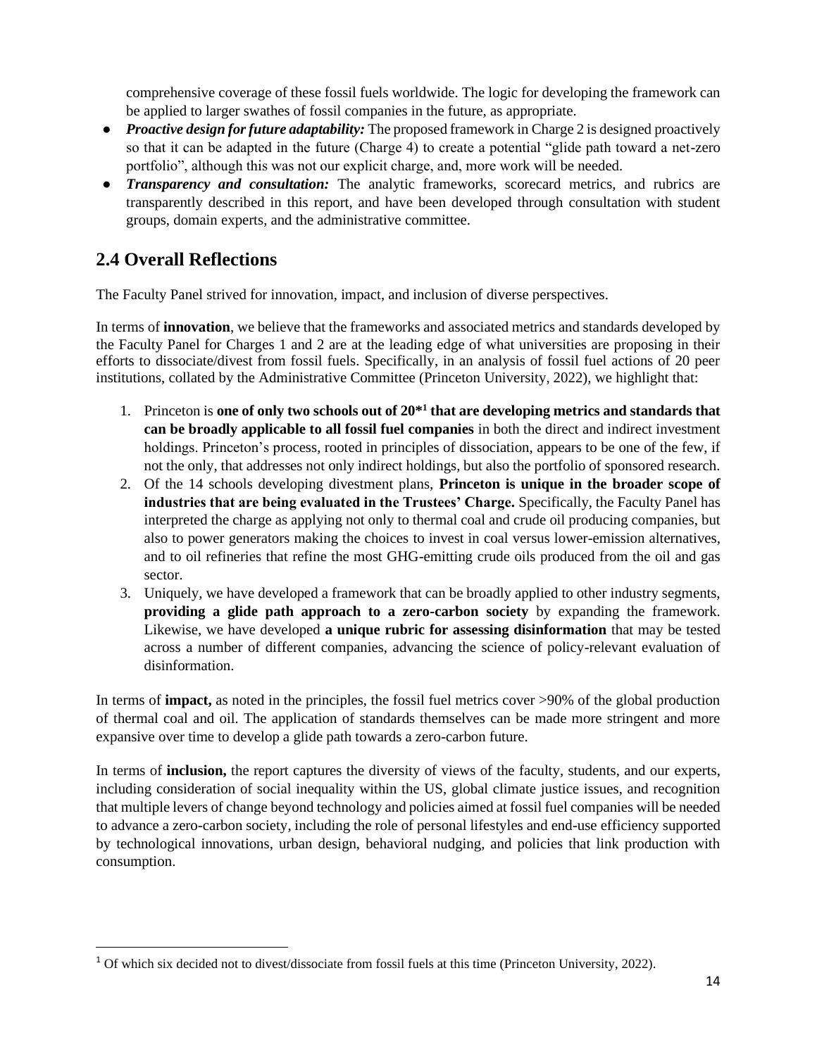comprehensive coverage of these fossil fuels worldwide. The logic for developing the framework can be applied to larger swathes of fossil companies in the future, as appropriate.

- ***Proactive design for future adaptability:*** The proposed framework in Charge 2 is designed proactively so that it can be adapted in the future (Charge 4) to create a potential "glide path toward a net-zero portfolio", although this was not our explicit charge, and, more work will be needed.
- ***Transparency and consultation:*** The analytic frameworks, scorecard metrics, and rubrics are transparently described in this report, and have been developed through consultation with student groups, domain experts, and the administrative committee.

## 2.4 Overall Reflections

The Faculty Panel strived for innovation, impact, and inclusion of diverse perspectives.

In terms of **innovation**, we believe that the frameworks and associated metrics and standards developed by the Faculty Panel for Charges 1 and 2 are at the leading edge of what universities are proposing in their efforts to dissociate/divest from fossil fuels. Specifically, in an analysis of fossil fuel actions of 20 peer institutions, collated by the Administrative Committee (Princeton University, 2022), we highlight that:

1. Princeton is **one of only two schools out of 20*[1] that are developing metrics and standards that can be broadly applicable to all fossil fuel companies** in both the direct and indirect investment holdings. Princeton's process, rooted in principles of dissociation, appears to be one of the few, if not the only, that addresses not only indirect holdings, but also the portfolio of sponsored research.
2. Of the 14 schools developing divestment plans, **Princeton is unique in the broader scope of industries that are being evaluated in the Trustees' Charge.** Specifically, the Faculty Panel has interpreted the charge as applying not only to thermal coal and crude oil producing companies, but also to power generators making the choices to invest in coal versus lower-emission alternatives, and to oil refineries that refine the most GHG-emitting crude oils produced from the oil and gas sector.
3. Uniquely, we have developed a framework that can be broadly applied to other industry segments, **providing a glide path approach to a zero-carbon society** by expanding the framework. Likewise, we have developed **a unique rubric for assessing disinformation** that may be tested across a number of different companies, advancing the science of policy-relevant evaluation of disinformation.

In terms of **impact,** as noted in the principles, the fossil fuel metrics cover >90% of the global production of thermal coal and oil. The application of standards themselves can be made more stringent and more expansive over time to develop a glide path towards a zero-carbon future.

In terms of **inclusion,** the report captures the diversity of views of the faculty, students, and our experts, including consideration of social inequality within the US, global climate justice issues, and recognition that multiple levers of change beyond technology and policies aimed at fossil fuel companies will be needed to advance a zero-carbon society, including the role of personal lifestyles and end-use efficiency supported by technological innovations, urban design, behavioral nudging, and policies that link production with consumption.

[1] Of which six decided not to divest/dissociate from fossil fuels at this time (Princeton University, 2022).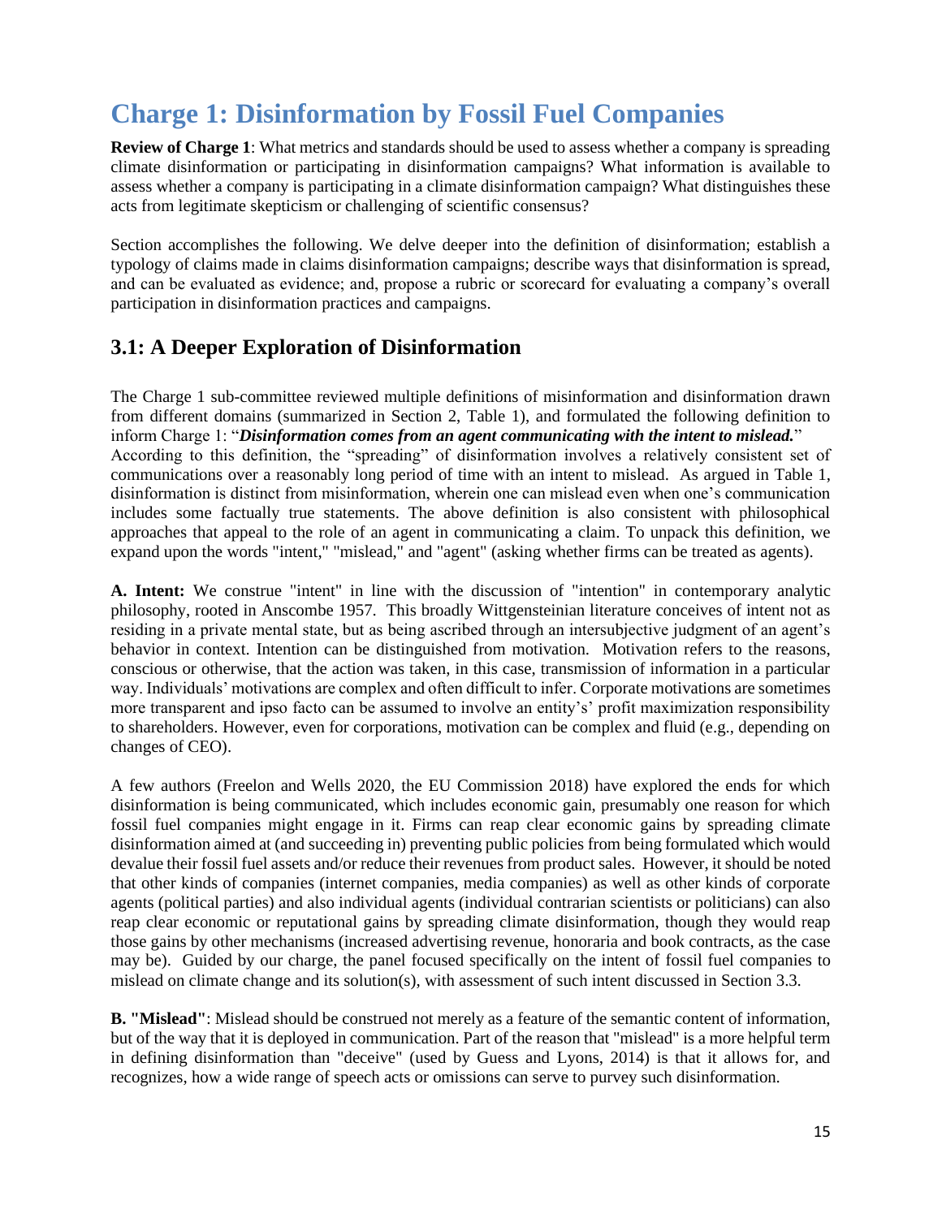# Charge 1: Disinformation by Fossil Fuel Companies

**Review of Charge 1**: What metrics and standards should be used to assess whether a company is spreading climate disinformation or participating in disinformation campaigns? What information is available to assess whether a company is participating in a climate disinformation campaign? What distinguishes these acts from legitimate skepticism or challenging of scientific consensus?

Section accomplishes the following. We delve deeper into the definition of disinformation; establish a typology of claims made in claims disinformation campaigns; describe ways that disinformation is spread, and can be evaluated as evidence; and, propose a rubric or scorecard for evaluating a company's overall participation in disinformation practices and campaigns.

## 3.1: A Deeper Exploration of Disinformation

The Charge 1 sub-committee reviewed multiple definitions of misinformation and disinformation drawn from different domains (summarized in Section 2, Table 1), and formulated the following definition to inform Charge 1: "***Disinformation comes from an agent communicating with the intent to mislead.***" According to this definition, the "spreading" of disinformation involves a relatively consistent set of communications over a reasonably long period of time with an intent to mislead. As argued in Table 1, disinformation is distinct from misinformation, wherein one can mislead even when one's communication includes some factually true statements. The above definition is also consistent with philosophical approaches that appeal to the role of an agent in communicating a claim. To unpack this definition, we expand upon the words "intent," "mislead," and "agent" (asking whether firms can be treated as agents).

**A. Intent:** We construe "intent" in line with the discussion of "intention" in contemporary analytic philosophy, rooted in Anscombe 1957. This broadly Wittgensteinian literature conceives of intent not as residing in a private mental state, but as being ascribed through an intersubjective judgment of an agent's behavior in context. Intention can be distinguished from motivation. Motivation refers to the reasons, conscious or otherwise, that the action was taken, in this case, transmission of information in a particular way. Individuals' motivations are complex and often difficult to infer. Corporate motivations are sometimes more transparent and ipso facto can be assumed to involve an entity's' profit maximization responsibility to shareholders. However, even for corporations, motivation can be complex and fluid (e.g., depending on changes of CEO).

A few authors (Freelon and Wells 2020, the EU Commission 2018) have explored the ends for which disinformation is being communicated, which includes economic gain, presumably one reason for which fossil fuel companies might engage in it. Firms can reap clear economic gains by spreading climate disinformation aimed at (and succeeding in) preventing public policies from being formulated which would devalue their fossil fuel assets and/or reduce their revenues from product sales. However, it should be noted that other kinds of companies (internet companies, media companies) as well as other kinds of corporate agents (political parties) and also individual agents (individual contrarian scientists or politicians) can also reap clear economic or reputational gains by spreading climate disinformation, though they would reap those gains by other mechanisms (increased advertising revenue, honoraria and book contracts, as the case may be). Guided by our charge, the panel focused specifically on the intent of fossil fuel companies to mislead on climate change and its solution(s), with assessment of such intent discussed in Section 3.3.

**B. "Mislead"**: Mislead should be construed not merely as a feature of the semantic content of information, but of the way that it is deployed in communication. Part of the reason that "mislead" is a more helpful term in defining disinformation than "deceive" (used by Guess and Lyons, 2014) is that it allows for, and recognizes, how a wide range of speech acts or omissions can serve to purvey such disinformation.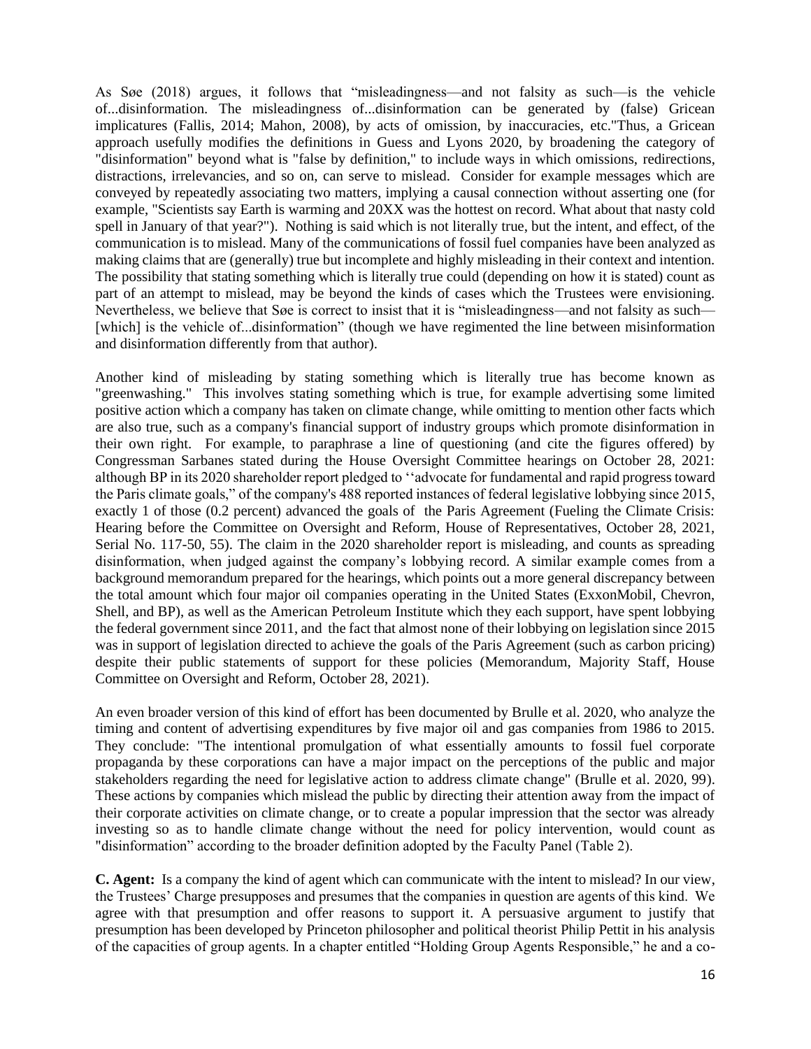As Søe (2018) argues, it follows that "misleadingness—and not falsity as such—is the vehicle of...disinformation. The misleadingness of...disinformation can be generated by (false) Gricean implicatures (Fallis, 2014; Mahon, 2008), by acts of omission, by inaccuracies, etc."Thus, a Gricean approach usefully modifies the definitions in Guess and Lyons 2020, by broadening the category of "disinformation" beyond what is "false by definition," to include ways in which omissions, redirections, distractions, irrelevancies, and so on, can serve to mislead. Consider for example messages which are conveyed by repeatedly associating two matters, implying a causal connection without asserting one (for example, "Scientists say Earth is warming and 20XX was the hottest on record. What about that nasty cold spell in January of that year?"). Nothing is said which is not literally true, but the intent, and effect, of the communication is to mislead. Many of the communications of fossil fuel companies have been analyzed as making claims that are (generally) true but incomplete and highly misleading in their context and intention. The possibility that stating something which is literally true could (depending on how it is stated) count as part of an attempt to mislead, may be beyond the kinds of cases which the Trustees were envisioning. Nevertheless, we believe that Søe is correct to insist that it is "misleadingness—and not falsity as such—[which] is the vehicle of...disinformation" (though we have regimented the line between misinformation and disinformation differently from that author).

Another kind of misleading by stating something which is literally true has become known as "greenwashing." This involves stating something which is true, for example advertising some limited positive action which a company has taken on climate change, while omitting to mention other facts which are also true, such as a company's financial support of industry groups which promote disinformation in their own right. For example, to paraphrase a line of questioning (and cite the figures offered) by Congressman Sarbanes stated during the House Oversight Committee hearings on October 28, 2021: although BP in its 2020 shareholder report pledged to ''advocate for fundamental and rapid progress toward the Paris climate goals," of the company's 488 reported instances of federal legislative lobbying since 2015, exactly 1 of those (0.2 percent) advanced the goals of the Paris Agreement (Fueling the Climate Crisis: Hearing before the Committee on Oversight and Reform, House of Representatives, October 28, 2021, Serial No. 117-50, 55). The claim in the 2020 shareholder report is misleading, and counts as spreading disinformation, when judged against the company's lobbying record. A similar example comes from a background memorandum prepared for the hearings, which points out a more general discrepancy between the total amount which four major oil companies operating in the United States (ExxonMobil, Chevron, Shell, and BP), as well as the American Petroleum Institute which they each support, have spent lobbying the federal government since 2011, and the fact that almost none of their lobbying on legislation since 2015 was in support of legislation directed to achieve the goals of the Paris Agreement (such as carbon pricing) despite their public statements of support for these policies (Memorandum, Majority Staff, House Committee on Oversight and Reform, October 28, 2021).

An even broader version of this kind of effort has been documented by Brulle et al. 2020, who analyze the timing and content of advertising expenditures by five major oil and gas companies from 1986 to 2015. They conclude: "The intentional promulgation of what essentially amounts to fossil fuel corporate propaganda by these corporations can have a major impact on the perceptions of the public and major stakeholders regarding the need for legislative action to address climate change" (Brulle et al. 2020, 99). These actions by companies which mislead the public by directing their attention away from the impact of their corporate activities on climate change, or to create a popular impression that the sector was already investing so as to handle climate change without the need for policy intervention, would count as "disinformation" according to the broader definition adopted by the Faculty Panel (Table 2).

**C. Agent:** Is a company the kind of agent which can communicate with the intent to mislead? In our view, the Trustees' Charge presupposes and presumes that the companies in question are agents of this kind. We agree with that presumption and offer reasons to support it. A persuasive argument to justify that presumption has been developed by Princeton philosopher and political theorist Philip Pettit in his analysis of the capacities of group agents. In a chapter entitled "Holding Group Agents Responsible," he and a co-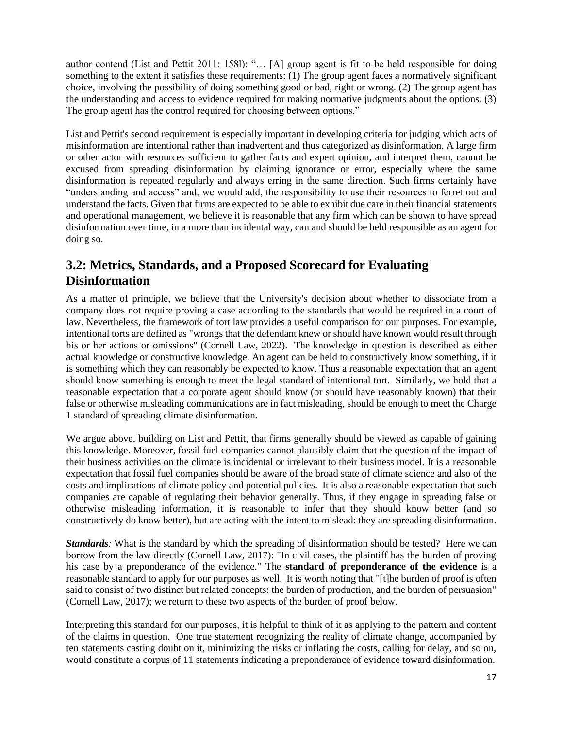author contend (List and Pettit 2011: 158l): "… [A] group agent is fit to be held responsible for doing something to the extent it satisfies these requirements: (1) The group agent faces a normatively significant choice, involving the possibility of doing something good or bad, right or wrong. (2) The group agent has the understanding and access to evidence required for making normative judgments about the options. (3) The group agent has the control required for choosing between options."

List and Pettit's second requirement is especially important in developing criteria for judging which acts of misinformation are intentional rather than inadvertent and thus categorized as disinformation. A large firm or other actor with resources sufficient to gather facts and expert opinion, and interpret them, cannot be excused from spreading disinformation by claiming ignorance or error, especially where the same disinformation is repeated regularly and always erring in the same direction. Such firms certainly have "understanding and access" and, we would add, the responsibility to use their resources to ferret out and understand the facts. Given that firms are expected to be able to exhibit due care in their financial statements and operational management, we believe it is reasonable that any firm which can be shown to have spread disinformation over time, in a more than incidental way, can and should be held responsible as an agent for doing so.

## 3.2: Metrics, Standards, and a Proposed Scorecard for Evaluating Disinformation

As a matter of principle, we believe that the University's decision about whether to dissociate from a company does not require proving a case according to the standards that would be required in a court of law. Nevertheless, the framework of tort law provides a useful comparison for our purposes. For example, intentional torts are defined as "wrongs that the defendant knew or should have known would result through his or her actions or omissions" (Cornell Law, 2022). The knowledge in question is described as either actual knowledge or constructive knowledge. An agent can be held to constructively know something, if it is something which they can reasonably be expected to know. Thus a reasonable expectation that an agent should know something is enough to meet the legal standard of intentional tort. Similarly, we hold that a reasonable expectation that a corporate agent should know (or should have reasonably known) that their false or otherwise misleading communications are in fact misleading, should be enough to meet the Charge 1 standard of spreading climate disinformation.

We argue above, building on List and Pettit, that firms generally should be viewed as capable of gaining this knowledge. Moreover, fossil fuel companies cannot plausibly claim that the question of the impact of their business activities on the climate is incidental or irrelevant to their business model. It is a reasonable expectation that fossil fuel companies should be aware of the broad state of climate science and also of the costs and implications of climate policy and potential policies. It is also a reasonable expectation that such companies are capable of regulating their behavior generally. Thus, if they engage in spreading false or otherwise misleading information, it is reasonable to infer that they should know better (and so constructively do know better), but are acting with the intent to mislead: they are spreading disinformation.

***Standards:*** What is the standard by which the spreading of disinformation should be tested? Here we can borrow from the law directly (Cornell Law, 2017): "In civil cases, the plaintiff has the burden of proving his case by a preponderance of the evidence." The **standard of preponderance of the evidence** is a reasonable standard to apply for our purposes as well. It is worth noting that "[t]he burden of proof is often said to consist of two distinct but related concepts: the burden of production, and the burden of persuasion" (Cornell Law, 2017); we return to these two aspects of the burden of proof below.

Interpreting this standard for our purposes, it is helpful to think of it as applying to the pattern and content of the claims in question. One true statement recognizing the reality of climate change, accompanied by ten statements casting doubt on it, minimizing the risks or inflating the costs, calling for delay, and so on, would constitute a corpus of 11 statements indicating a preponderance of evidence toward disinformation.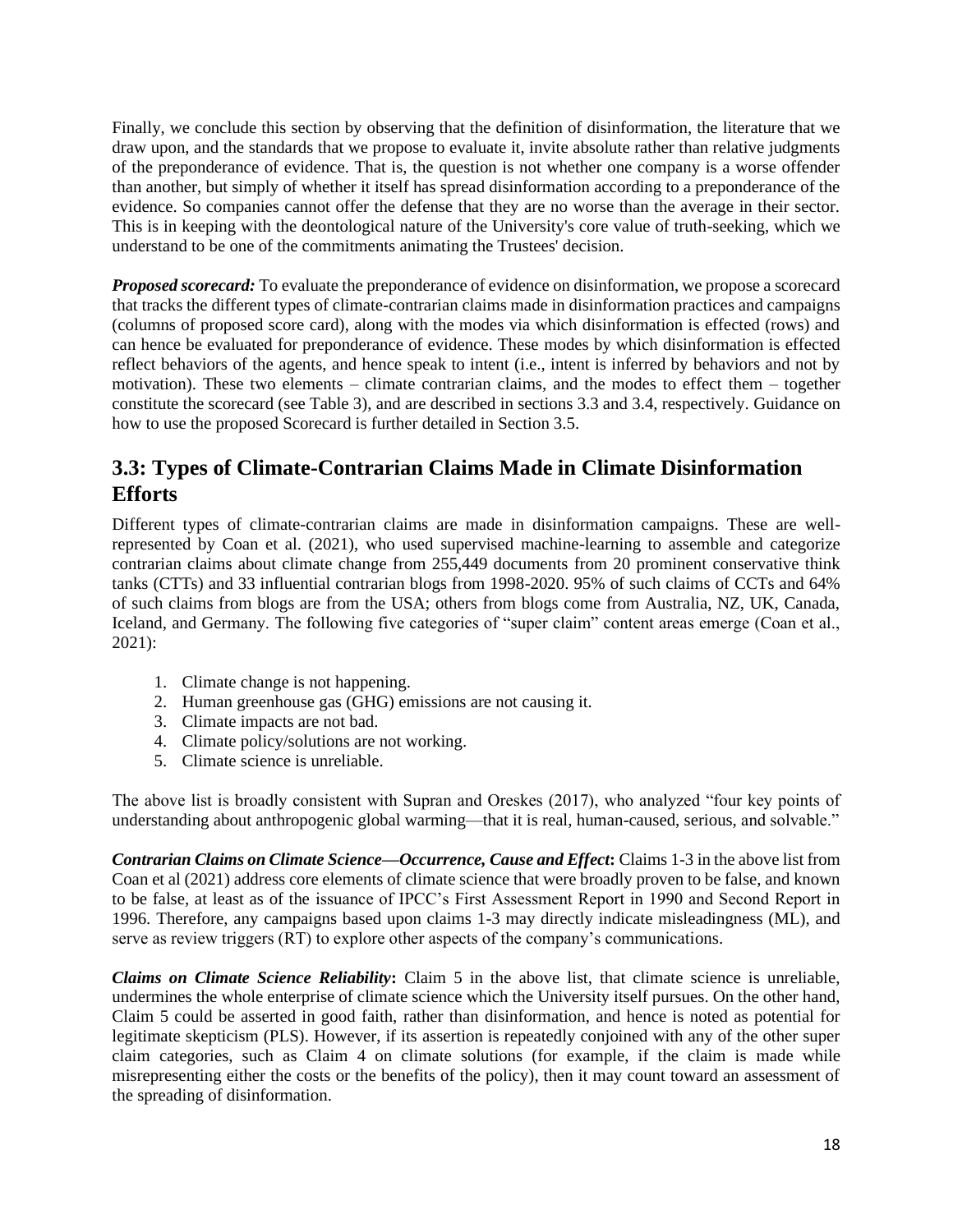Finally, we conclude this section by observing that the definition of disinformation, the literature that we draw upon, and the standards that we propose to evaluate it, invite absolute rather than relative judgments of the preponderance of evidence. That is, the question is not whether one company is a worse offender than another, but simply of whether it itself has spread disinformation according to a preponderance of the evidence. So companies cannot offer the defense that they are no worse than the average in their sector. This is in keeping with the deontological nature of the University's core value of truth-seeking, which we understand to be one of the commitments animating the Trustees' decision.

***Proposed scorecard:*** To evaluate the preponderance of evidence on disinformation, we propose a scorecard that tracks the different types of climate-contrarian claims made in disinformation practices and campaigns (columns of proposed score card), along with the modes via which disinformation is effected (rows) and can hence be evaluated for preponderance of evidence. These modes by which disinformation is effected reflect behaviors of the agents, and hence speak to intent (i.e., intent is inferred by behaviors and not by motivation). These two elements – climate contrarian claims, and the modes to effect them – together constitute the scorecard (see Table 3), and are described in sections 3.3 and 3.4, respectively. Guidance on how to use the proposed Scorecard is further detailed in Section 3.5.

## 3.3: Types of Climate-Contrarian Claims Made in Climate Disinformation Efforts

Different types of climate-contrarian claims are made in disinformation campaigns. These are well-represented by Coan et al. (2021), who used supervised machine-learning to assemble and categorize contrarian claims about climate change from 255,449 documents from 20 prominent conservative think tanks (CTTs) and 33 influential contrarian blogs from 1998-2020. 95% of such claims of CCTs and 64% of such claims from blogs are from the USA; others from blogs come from Australia, NZ, UK, Canada, Iceland, and Germany. The following five categories of "super claim" content areas emerge (Coan et al., 2021):

1. Climate change is not happening.
2. Human greenhouse gas (GHG) emissions are not causing it.
3. Climate impacts are not bad.
4. Climate policy/solutions are not working.
5. Climate science is unreliable.

The above list is broadly consistent with Supran and Oreskes (2017), who analyzed "four key points of understanding about anthropogenic global warming—that it is real, human-caused, serious, and solvable."

***Contrarian Claims on Climate Science—Occurrence, Cause and Effect*:** Claims 1-3 in the above list from Coan et al (2021) address core elements of climate science that were broadly proven to be false, and known to be false, at least as of the issuance of IPCC's First Assessment Report in 1990 and Second Report in 1996. Therefore, any campaigns based upon claims 1-3 may directly indicate misleadingness (ML), and serve as review triggers (RT) to explore other aspects of the company's communications.

***Claims on Climate Science Reliability*:** Claim 5 in the above list, that climate science is unreliable, undermines the whole enterprise of climate science which the University itself pursues. On the other hand, Claim 5 could be asserted in good faith, rather than disinformation, and hence is noted as potential for legitimate skepticism (PLS). However, if its assertion is repeatedly conjoined with any of the other super claim categories, such as Claim 4 on climate solutions (for example, if the claim is made while misrepresenting either the costs or the benefits of the policy), then it may count toward an assessment of the spreading of disinformation.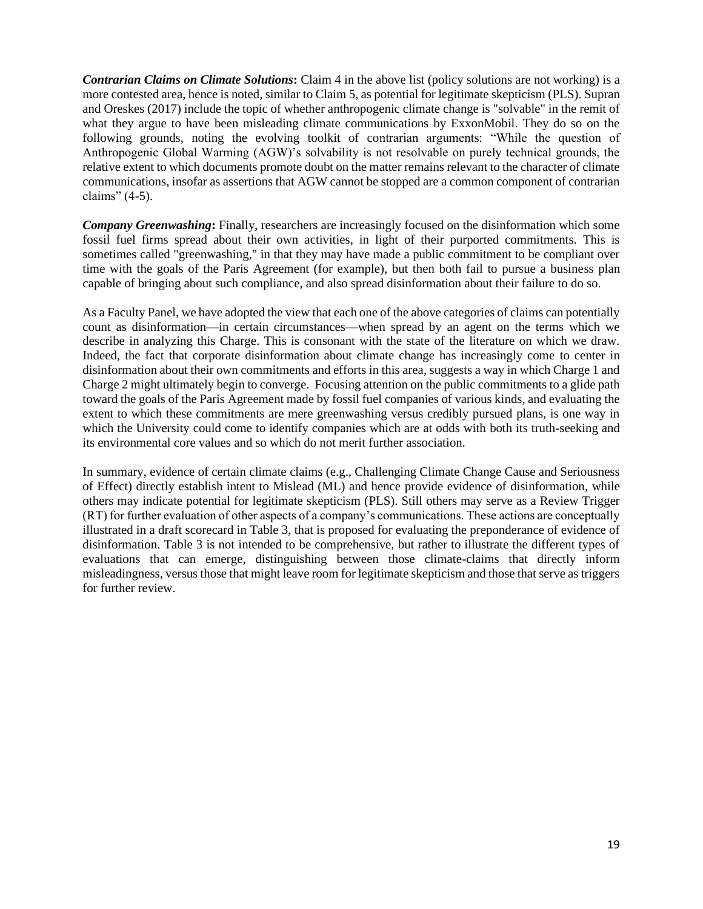***Contrarian Claims on Climate Solutions*:** Claim 4 in the above list (policy solutions are not working) is a more contested area, hence is noted, similar to Claim 5, as potential for legitimate skepticism (PLS). Supran and Oreskes (2017) include the topic of whether anthropogenic climate change is "solvable" in the remit of what they argue to have been misleading climate communications by ExxonMobil. They do so on the following grounds, noting the evolving toolkit of contrarian arguments: "While the question of Anthropogenic Global Warming (AGW)'s solvability is not resolvable on purely technical grounds, the relative extent to which documents promote doubt on the matter remains relevant to the character of climate communications, insofar as assertions that AGW cannot be stopped are a common component of contrarian claims" (4-5).

***Company Greenwashing*:** Finally, researchers are increasingly focused on the disinformation which some fossil fuel firms spread about their own activities, in light of their purported commitments. This is sometimes called "greenwashing," in that they may have made a public commitment to be compliant over time with the goals of the Paris Agreement (for example), but then both fail to pursue a business plan capable of bringing about such compliance, and also spread disinformation about their failure to do so.

As a Faculty Panel, we have adopted the view that each one of the above categories of claims can potentially count as disinformation—in certain circumstances—when spread by an agent on the terms which we describe in analyzing this Charge. This is consonant with the state of the literature on which we draw. Indeed, the fact that corporate disinformation about climate change has increasingly come to center in disinformation about their own commitments and efforts in this area, suggests a way in which Charge 1 and Charge 2 might ultimately begin to converge. Focusing attention on the public commitments to a glide path toward the goals of the Paris Agreement made by fossil fuel companies of various kinds, and evaluating the extent to which these commitments are mere greenwashing versus credibly pursued plans, is one way in which the University could come to identify companies which are at odds with both its truth-seeking and its environmental core values and so which do not merit further association.

In summary, evidence of certain climate claims (e.g., Challenging Climate Change Cause and Seriousness of Effect) directly establish intent to Mislead (ML) and hence provide evidence of disinformation, while others may indicate potential for legitimate skepticism (PLS). Still others may serve as a Review Trigger (RT) for further evaluation of other aspects of a company's communications. These actions are conceptually illustrated in a draft scorecard in Table 3, that is proposed for evaluating the preponderance of evidence of disinformation. Table 3 is not intended to be comprehensive, but rather to illustrate the different types of evaluations that can emerge, distinguishing between those climate-claims that directly inform misleadingness, versus those that might leave room for legitimate skepticism and those that serve as triggers for further review.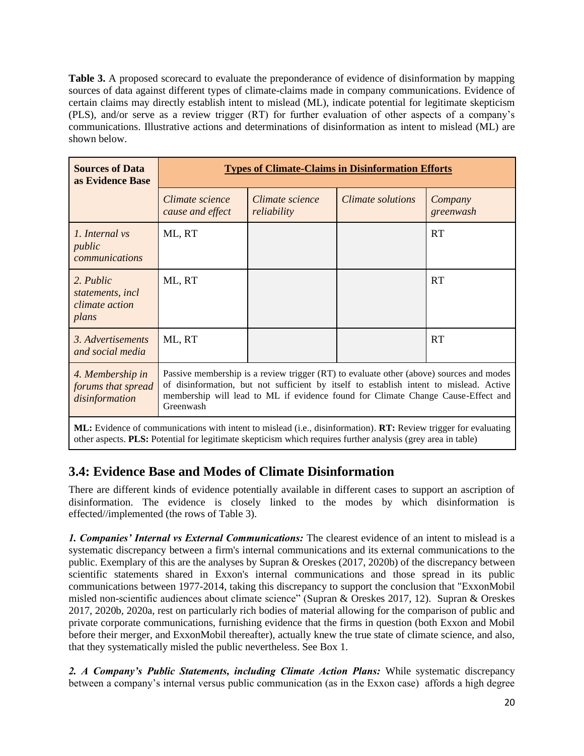**Table 3.** A proposed scorecard to evaluate the preponderance of evidence of disinformation by mapping sources of data against different types of climate-claims made in company communications. Evidence of certain claims may directly establish intent to mislead (ML), indicate potential for legitimate skepticism (PLS), and/or serve as a review trigger (RT) for further evaluation of other aspects of a company's communications. Illustrative actions and determinations of disinformation as intent to mislead (ML) are shown below.

| **Sources of Data as Evidence Base** | **Types of Climate-Claims in Disinformation Efforts** | | | |
|---|---|---|---|---|
| | *Climate science cause and effect* | *Climate science reliability* | *Climate solutions* | *Company greenwash* |
| *1. Internal vs public communications* | ML, RT | | | RT |
| *2. Public statements, incl climate action plans* | ML, RT | | | RT |
| *3. Advertisements and social media* | ML, RT | | | RT |
| *4. Membership in forums that spread disinformation* | Passive membership is a review trigger (RT) to evaluate other (above) sources and modes of disinformation, but not sufficient by itself to establish intent to mislead. Active membership will lead to ML if evidence found for Climate Change Cause-Effect and Greenwash | | | |

**ML:** Evidence of communications with intent to mislead (i.e., disinformation). **RT:** Review trigger for evaluating other aspects. **PLS:** Potential for legitimate skepticism which requires further analysis (grey area in table)

## 3.4: Evidence Base and Modes of Climate Disinformation

There are different kinds of evidence potentially available in different cases to support an ascription of disinformation. The evidence is closely linked to the modes by which disinformation is effected//implemented (the rows of Table 3).

***1. Companies' Internal vs External Communications:*** The clearest evidence of an intent to mislead is a systematic discrepancy between a firm's internal communications and its external communications to the public. Exemplary of this are the analyses by Supran & Oreskes (2017, 2020b) of the discrepancy between scientific statements shared in Exxon's internal communications and those spread in its public communications between 1977-2014, taking this discrepancy to support the conclusion that "ExxonMobil misled non-scientific audiences about climate science" (Supran & Oreskes 2017, 12). Supran & Oreskes 2017, 2020b, 2020a, rest on particularly rich bodies of material allowing for the comparison of public and private corporate communications, furnishing evidence that the firms in question (both Exxon and Mobil before their merger, and ExxonMobil thereafter), actually knew the true state of climate science, and also, that they systematically misled the public nevertheless. See Box 1.

***2. A Company's Public Statements, including Climate Action Plans:*** While systematic discrepancy between a company's internal versus public communication (as in the Exxon case) affords a high degree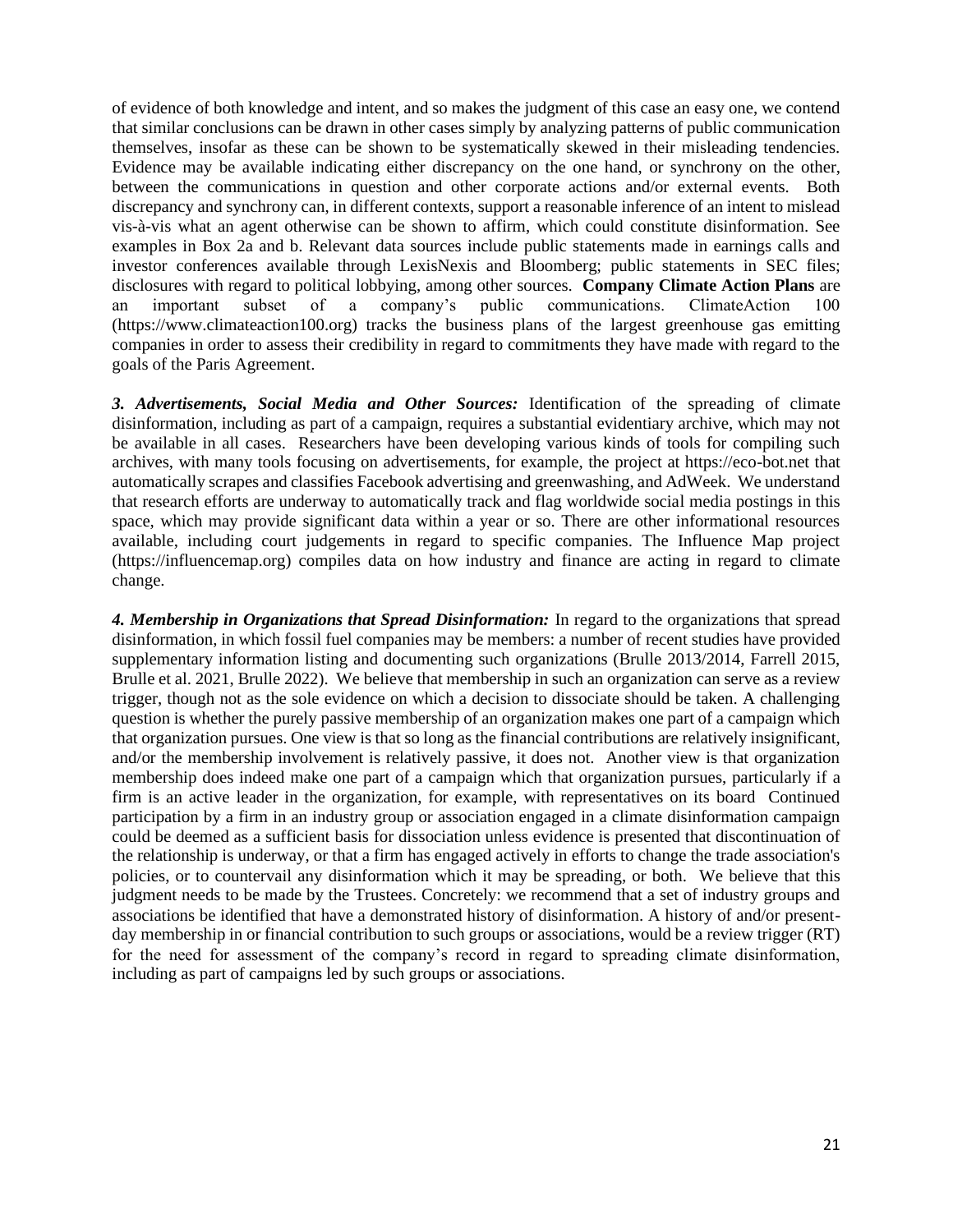of evidence of both knowledge and intent, and so makes the judgment of this case an easy one, we contend that similar conclusions can be drawn in other cases simply by analyzing patterns of public communication themselves, insofar as these can be shown to be systematically skewed in their misleading tendencies. Evidence may be available indicating either discrepancy on the one hand, or synchrony on the other, between the communications in question and other corporate actions and/or external events. Both discrepancy and synchrony can, in different contexts, support a reasonable inference of an intent to mislead vis-à-vis what an agent otherwise can be shown to affirm, which could constitute disinformation. See examples in Box 2a and b. Relevant data sources include public statements made in earnings calls and investor conferences available through LexisNexis and Bloomberg; public statements in SEC files; disclosures with regard to political lobbying, among other sources. **Company Climate Action Plans** are an important subset of a company's public communications. ClimateAction 100 (https://www.climateaction100.org) tracks the business plans of the largest greenhouse gas emitting companies in order to assess their credibility in regard to commitments they have made with regard to the goals of the Paris Agreement.

***3. Advertisements, Social Media and Other Sources:*** Identification of the spreading of climate disinformation, including as part of a campaign, requires a substantial evidentiary archive, which may not be available in all cases. Researchers have been developing various kinds of tools for compiling such archives, with many tools focusing on advertisements, for example, the project at https://eco-bot.net that automatically scrapes and classifies Facebook advertising and greenwashing, and AdWeek. We understand that research efforts are underway to automatically track and flag worldwide social media postings in this space, which may provide significant data within a year or so. There are other informational resources available, including court judgements in regard to specific companies. The Influence Map project (https://influencemap.org) compiles data on how industry and finance are acting in regard to climate change.

***4. Membership in Organizations that Spread Disinformation:*** In regard to the organizations that spread disinformation, in which fossil fuel companies may be members: a number of recent studies have provided supplementary information listing and documenting such organizations (Brulle 2013/2014, Farrell 2015, Brulle et al. 2021, Brulle 2022). We believe that membership in such an organization can serve as a review trigger, though not as the sole evidence on which a decision to dissociate should be taken. A challenging question is whether the purely passive membership of an organization makes one part of a campaign which that organization pursues. One view is that so long as the financial contributions are relatively insignificant, and/or the membership involvement is relatively passive, it does not. Another view is that organization membership does indeed make one part of a campaign which that organization pursues, particularly if a firm is an active leader in the organization, for example, with representatives on its board Continued participation by a firm in an industry group or association engaged in a climate disinformation campaign could be deemed as a sufficient basis for dissociation unless evidence is presented that discontinuation of the relationship is underway, or that a firm has engaged actively in efforts to change the trade association's policies, or to countervail any disinformation which it may be spreading, or both. We believe that this judgment needs to be made by the Trustees. Concretely: we recommend that a set of industry groups and associations be identified that have a demonstrated history of disinformation. A history of and/or present-day membership in or financial contribution to such groups or associations, would be a review trigger (RT) for the need for assessment of the company's record in regard to spreading climate disinformation, including as part of campaigns led by such groups or associations.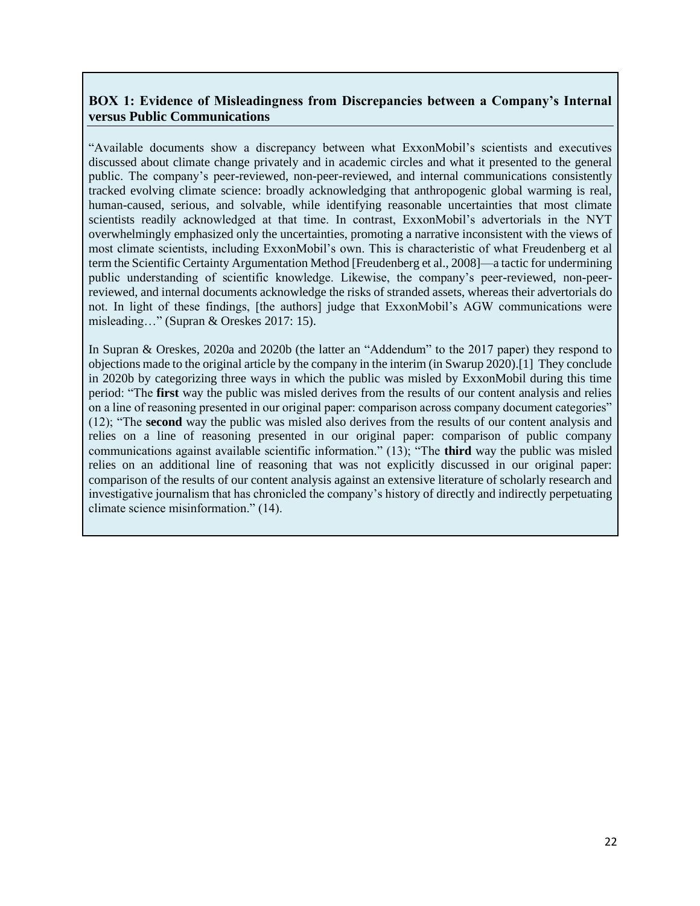**BOX 1: Evidence of Misleadingness from Discrepancies between a Company's Internal versus Public Communications**

"Available documents show a discrepancy between what ExxonMobil's scientists and executives discussed about climate change privately and in academic circles and what it presented to the general public. The company's peer-reviewed, non-peer-reviewed, and internal communications consistently tracked evolving climate science: broadly acknowledging that anthropogenic global warming is real, human-caused, serious, and solvable, while identifying reasonable uncertainties that most climate scientists readily acknowledged at that time. In contrast, ExxonMobil's advertorials in the NYT overwhelmingly emphasized only the uncertainties, promoting a narrative inconsistent with the views of most climate scientists, including ExxonMobil's own. This is characteristic of what Freudenberg et al term the Scientific Certainty Argumentation Method [Freudenberg et al., 2008]—a tactic for undermining public understanding of scientific knowledge. Likewise, the company's peer-reviewed, non-peer-reviewed, and internal documents acknowledge the risks of stranded assets, whereas their advertorials do not. In light of these findings, [the authors] judge that ExxonMobil's AGW communications were misleading…" (Supran & Oreskes 2017: 15).

In Supran & Oreskes, 2020a and 2020b (the latter an "Addendum" to the 2017 paper) they respond to objections made to the original article by the company in the interim (in Swarup 2020).[1] They conclude in 2020b by categorizing three ways in which the public was misled by ExxonMobil during this time period: "The **first** way the public was misled derives from the results of our content analysis and relies on a line of reasoning presented in our original paper: comparison across company document categories" (12); "The **second** way the public was misled also derives from the results of our content analysis and relies on a line of reasoning presented in our original paper: comparison of public company communications against available scientific information." (13); "The **third** way the public was misled relies on an additional line of reasoning that was not explicitly discussed in our original paper: comparison of the results of our content analysis against an extensive literature of scholarly research and investigative journalism that has chronicled the company's history of directly and indirectly perpetuating climate science misinformation." (14).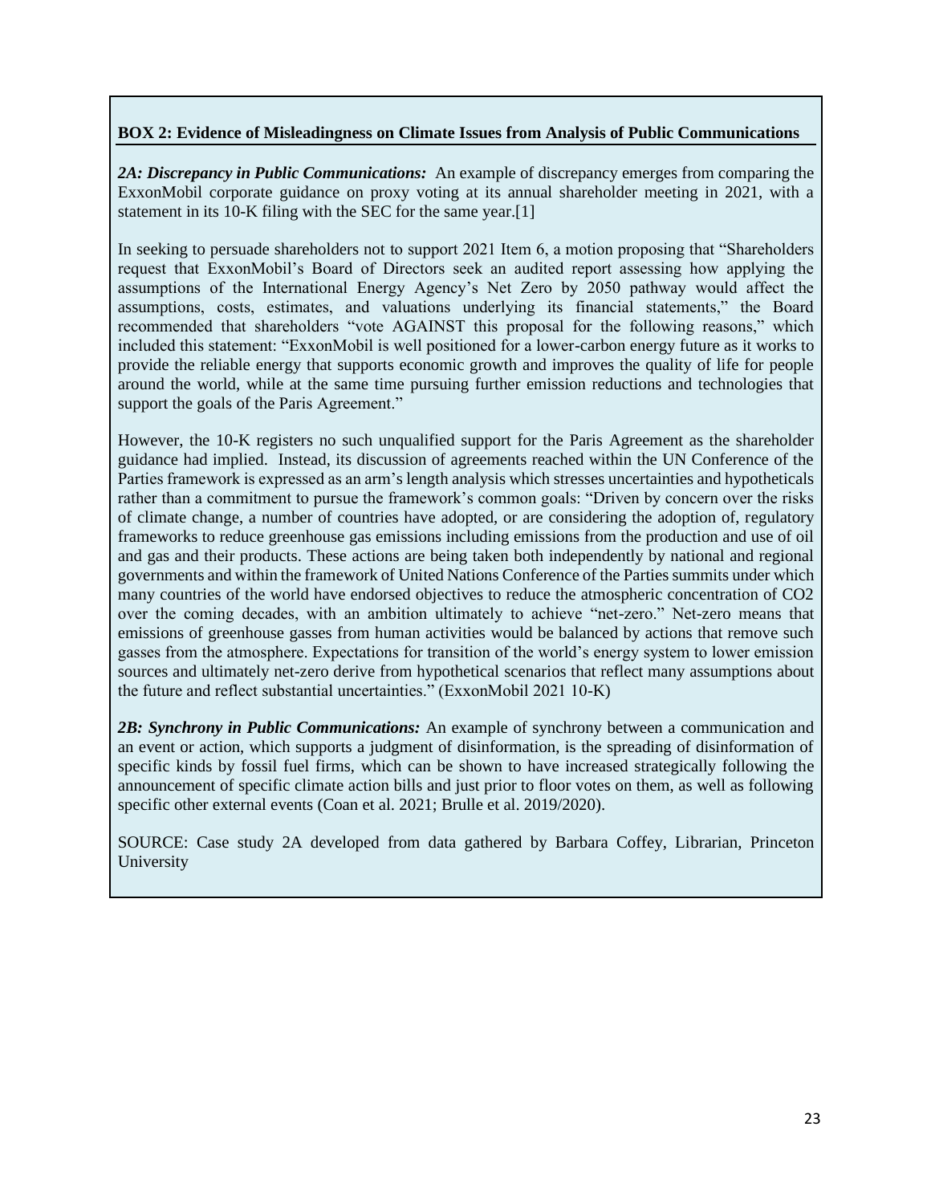**BOX 2: Evidence of Misleadingness on Climate Issues from Analysis of Public Communications**

***2A: Discrepancy in Public Communications:*** An example of discrepancy emerges from comparing the ExxonMobil corporate guidance on proxy voting at its annual shareholder meeting in 2021, with a statement in its 10-K filing with the SEC for the same year.[1]

In seeking to persuade shareholders not to support 2021 Item 6, a motion proposing that "Shareholders request that ExxonMobil's Board of Directors seek an audited report assessing how applying the assumptions of the International Energy Agency's Net Zero by 2050 pathway would affect the assumptions, costs, estimates, and valuations underlying its financial statements," the Board recommended that shareholders "vote AGAINST this proposal for the following reasons," which included this statement: "ExxonMobil is well positioned for a lower-carbon energy future as it works to provide the reliable energy that supports economic growth and improves the quality of life for people around the world, while at the same time pursuing further emission reductions and technologies that support the goals of the Paris Agreement."

However, the 10-K registers no such unqualified support for the Paris Agreement as the shareholder guidance had implied. Instead, its discussion of agreements reached within the UN Conference of the Parties framework is expressed as an arm's length analysis which stresses uncertainties and hypotheticals rather than a commitment to pursue the framework's common goals: "Driven by concern over the risks of climate change, a number of countries have adopted, or are considering the adoption of, regulatory frameworks to reduce greenhouse gas emissions including emissions from the production and use of oil and gas and their products. These actions are being taken both independently by national and regional governments and within the framework of United Nations Conference of the Parties summits under which many countries of the world have endorsed objectives to reduce the atmospheric concentration of $CO_2$ over the coming decades, with an ambition ultimately to achieve "net-zero." Net-zero means that emissions of greenhouse gasses from human activities would be balanced by actions that remove such gasses from the atmosphere. Expectations for transition of the world's energy system to lower emission sources and ultimately net-zero derive from hypothetical scenarios that reflect many assumptions about the future and reflect substantial uncertainties." (ExxonMobil 2021 10-K)

***2B: Synchrony in Public Communications:*** An example of synchrony between a communication and an event or action, which supports a judgment of disinformation, is the spreading of disinformation of specific kinds by fossil fuel firms, which can be shown to have increased strategically following the announcement of specific climate action bills and just prior to floor votes on them, as well as following specific other external events (Coan et al. 2021; Brulle et al. 2019/2020).

SOURCE: Case study 2A developed from data gathered by Barbara Coffey, Librarian, Princeton University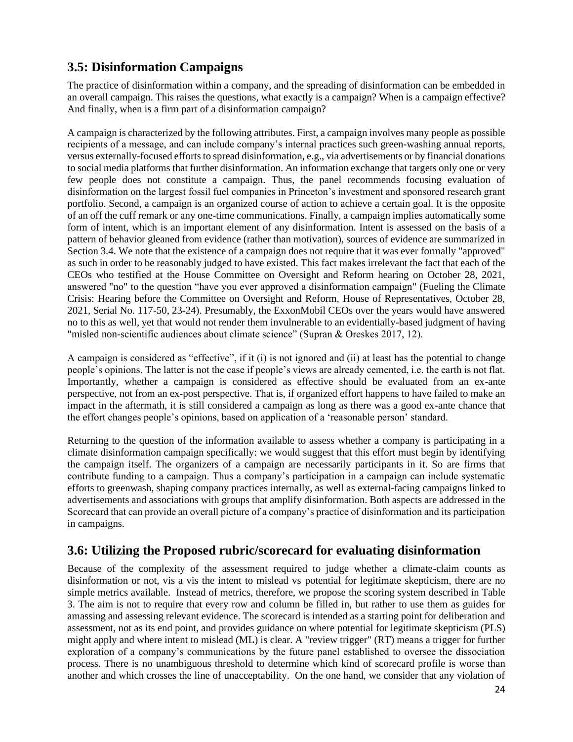## 3.5: Disinformation Campaigns

The practice of disinformation within a company, and the spreading of disinformation can be embedded in an overall campaign. This raises the questions, what exactly is a campaign? When is a campaign effective? And finally, when is a firm part of a disinformation campaign?

A campaign is characterized by the following attributes. First, a campaign involves many people as possible recipients of a message, and can include company's internal practices such green-washing annual reports, versus externally-focused efforts to spread disinformation, e.g., via advertisements or by financial donations to social media platforms that further disinformation. An information exchange that targets only one or very few people does not constitute a campaign. Thus, the panel recommends focusing evaluation of disinformation on the largest fossil fuel companies in Princeton's investment and sponsored research grant portfolio. Second, a campaign is an organized course of action to achieve a certain goal. It is the opposite of an off the cuff remark or any one-time communications. Finally, a campaign implies automatically some form of intent, which is an important element of any disinformation. Intent is assessed on the basis of a pattern of behavior gleaned from evidence (rather than motivation), sources of evidence are summarized in Section 3.4. We note that the existence of a campaign does not require that it was ever formally "approved" as such in order to be reasonably judged to have existed. This fact makes irrelevant the fact that each of the CEOs who testified at the House Committee on Oversight and Reform hearing on October 28, 2021, answered "no" to the question "have you ever approved a disinformation campaign" (Fueling the Climate Crisis: Hearing before the Committee on Oversight and Reform, House of Representatives, October 28, 2021, Serial No. 117-50, 23-24). Presumably, the ExxonMobil CEOs over the years would have answered no to this as well, yet that would not render them invulnerable to an evidentially-based judgment of having "misled non-scientific audiences about climate science" (Supran & Oreskes 2017, 12).

A campaign is considered as "effective", if it (i) is not ignored and (ii) at least has the potential to change people's opinions. The latter is not the case if people's views are already cemented, i.e. the earth is not flat. Importantly, whether a campaign is considered as effective should be evaluated from an ex-ante perspective, not from an ex-post perspective. That is, if organized effort happens to have failed to make an impact in the aftermath, it is still considered a campaign as long as there was a good ex-ante chance that the effort changes people's opinions, based on application of a 'reasonable person' standard.

Returning to the question of the information available to assess whether a company is participating in a climate disinformation campaign specifically: we would suggest that this effort must begin by identifying the campaign itself. The organizers of a campaign are necessarily participants in it. So are firms that contribute funding to a campaign. Thus a company's participation in a campaign can include systematic efforts to greenwash, shaping company practices internally, as well as external-facing campaigns linked to advertisements and associations with groups that amplify disinformation. Both aspects are addressed in the Scorecard that can provide an overall picture of a company's practice of disinformation and its participation in campaigns.

## 3.6: Utilizing the Proposed rubric/scorecard for evaluating disinformation

Because of the complexity of the assessment required to judge whether a climate-claim counts as disinformation or not, vis a vis the intent to mislead vs potential for legitimate skepticism, there are no simple metrics available. Instead of metrics, therefore, we propose the scoring system described in Table 3. The aim is not to require that every row and column be filled in, but rather to use them as guides for amassing and assessing relevant evidence. The scorecard is intended as a starting point for deliberation and assessment, not as its end point, and provides guidance on where potential for legitimate skepticism (PLS) might apply and where intent to mislead (ML) is clear. A "review trigger" (RT) means a trigger for further exploration of a company's communications by the future panel established to oversee the dissociation process. There is no unambiguous threshold to determine which kind of scorecard profile is worse than another and which crosses the line of unacceptability. On the one hand, we consider that any violation of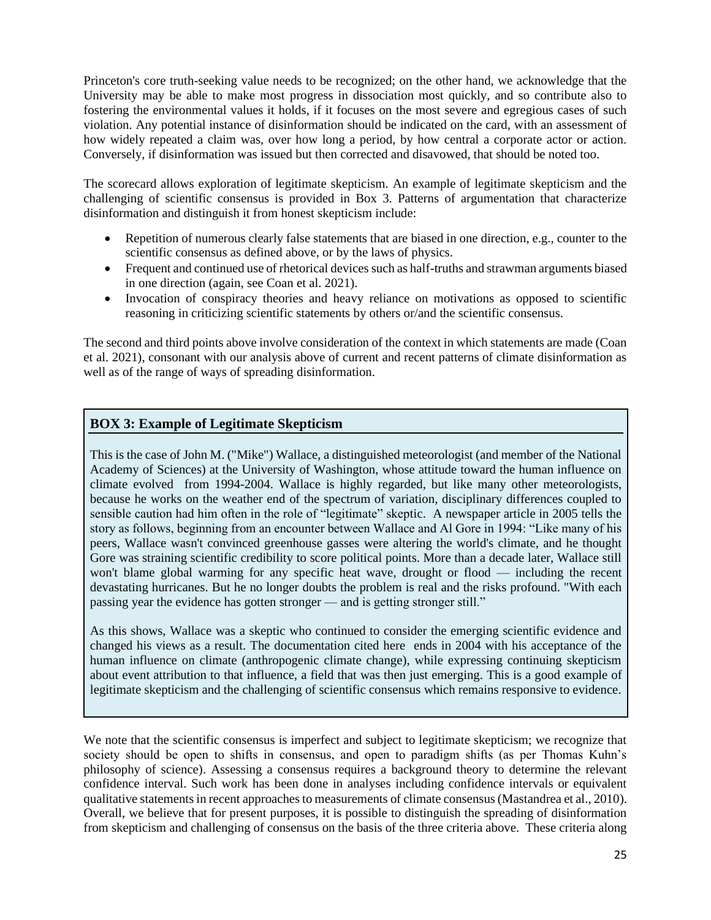Princeton's core truth-seeking value needs to be recognized; on the other hand, we acknowledge that the University may be able to make most progress in dissociation most quickly, and so contribute also to fostering the environmental values it holds, if it focuses on the most severe and egregious cases of such violation. Any potential instance of disinformation should be indicated on the card, with an assessment of how widely repeated a claim was, over how long a period, by how central a corporate actor or action. Conversely, if disinformation was issued but then corrected and disavowed, that should be noted too.

The scorecard allows exploration of legitimate skepticism. An example of legitimate skepticism and the challenging of scientific consensus is provided in Box 3. Patterns of argumentation that characterize disinformation and distinguish it from honest skepticism include:

- Repetition of numerous clearly false statements that are biased in one direction, e.g., counter to the scientific consensus as defined above, or by the laws of physics.
- Frequent and continued use of rhetorical devices such as half-truths and strawman arguments biased in one direction (again, see Coan et al. 2021).
- Invocation of conspiracy theories and heavy reliance on motivations as opposed to scientific reasoning in criticizing scientific statements by others or/and the scientific consensus.

The second and third points above involve consideration of the context in which statements are made (Coan et al. 2021), consonant with our analysis above of current and recent patterns of climate disinformation as well as of the range of ways of spreading disinformation.

> **BOX 3: Example of Legitimate Skepticism**
>
> This is the case of John M. ("Mike") Wallace, a distinguished meteorologist (and member of the National Academy of Sciences) at the University of Washington, whose attitude toward the human influence on climate evolved from 1994-2004. Wallace is highly regarded, but like many other meteorologists, because he works on the weather end of the spectrum of variation, disciplinary differences coupled to sensible caution had him often in the role of "legitimate" skeptic. A newspaper article in 2005 tells the story as follows, beginning from an encounter between Wallace and Al Gore in 1994: "Like many of his peers, Wallace wasn't convinced greenhouse gasses were altering the world's climate, and he thought Gore was straining scientific credibility to score political points. More than a decade later, Wallace still won't blame global warming for any specific heat wave, drought or flood — including the recent devastating hurricanes. But he no longer doubts the problem is real and the risks profound. "With each passing year the evidence has gotten stronger — and is getting stronger still."
>
> As this shows, Wallace was a skeptic who continued to consider the emerging scientific evidence and changed his views as a result. The documentation cited here ends in 2004 with his acceptance of the human influence on climate (anthropogenic climate change), while expressing continuing skepticism about event attribution to that influence, a field that was then just emerging. This is a good example of legitimate skepticism and the challenging of scientific consensus which remains responsive to evidence.

We note that the scientific consensus is imperfect and subject to legitimate skepticism; we recognize that society should be open to shifts in consensus, and open to paradigm shifts (as per Thomas Kuhn's philosophy of science). Assessing a consensus requires a background theory to determine the relevant confidence interval. Such work has been done in analyses including confidence intervals or equivalent qualitative statements in recent approaches to measurements of climate consensus (Mastandrea et al., 2010). Overall, we believe that for present purposes, it is possible to distinguish the spreading of disinformation from skepticism and challenging of consensus on the basis of the three criteria above. These criteria along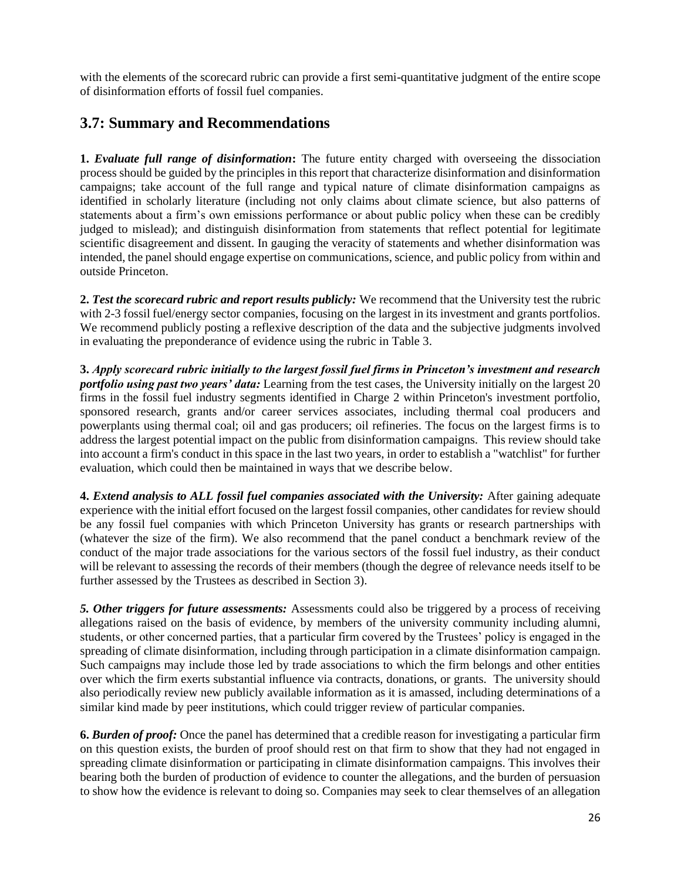with the elements of the scorecard rubric can provide a first semi-quantitative judgment of the entire scope of disinformation efforts of fossil fuel companies.

## 3.7: Summary and Recommendations

**1. *Evaluate full range of disinformation*:** The future entity charged with overseeing the dissociation process should be guided by the principles in this report that characterize disinformation and disinformation campaigns; take account of the full range and typical nature of climate disinformation campaigns as identified in scholarly literature (including not only claims about climate science, but also patterns of statements about a firm's own emissions performance or about public policy when these can be credibly judged to mislead); and distinguish disinformation from statements that reflect potential for legitimate scientific disagreement and dissent. In gauging the veracity of statements and whether disinformation was intended, the panel should engage expertise on communications, science, and public policy from within and outside Princeton.

**2. *Test the scorecard rubric and report results publicly:*** We recommend that the University test the rubric with 2-3 fossil fuel/energy sector companies, focusing on the largest in its investment and grants portfolios. We recommend publicly posting a reflexive description of the data and the subjective judgments involved in evaluating the preponderance of evidence using the rubric in Table 3.

**3. *Apply scorecard rubric initially to the largest fossil fuel firms in Princeton's investment and research portfolio using past two years' data:*** Learning from the test cases, the University initially on the largest 20 firms in the fossil fuel industry segments identified in Charge 2 within Princeton's investment portfolio, sponsored research, grants and/or career services associates, including thermal coal producers and powerplants using thermal coal; oil and gas producers; oil refineries. The focus on the largest firms is to address the largest potential impact on the public from disinformation campaigns. This review should take into account a firm's conduct in this space in the last two years, in order to establish a "watchlist" for further evaluation, which could then be maintained in ways that we describe below.

**4. *Extend analysis to ALL fossil fuel companies associated with the University:*** After gaining adequate experience with the initial effort focused on the largest fossil companies, other candidates for review should be any fossil fuel companies with which Princeton University has grants or research partnerships with (whatever the size of the firm). We also recommend that the panel conduct a benchmark review of the conduct of the major trade associations for the various sectors of the fossil fuel industry, as their conduct will be relevant to assessing the records of their members (though the degree of relevance needs itself to be further assessed by the Trustees as described in Section 3).

***5. Other triggers for future assessments:*** Assessments could also be triggered by a process of receiving allegations raised on the basis of evidence, by members of the university community including alumni, students, or other concerned parties, that a particular firm covered by the Trustees' policy is engaged in the spreading of climate disinformation, including through participation in a climate disinformation campaign. Such campaigns may include those led by trade associations to which the firm belongs and other entities over which the firm exerts substantial influence via contracts, donations, or grants. The university should also periodically review new publicly available information as it is amassed, including determinations of a similar kind made by peer institutions, which could trigger review of particular companies.

**6. *Burden of proof:*** Once the panel has determined that a credible reason for investigating a particular firm on this question exists, the burden of proof should rest on that firm to show that they had not engaged in spreading climate disinformation or participating in climate disinformation campaigns. This involves their bearing both the burden of production of evidence to counter the allegations, and the burden of persuasion to show how the evidence is relevant to doing so. Companies may seek to clear themselves of an allegation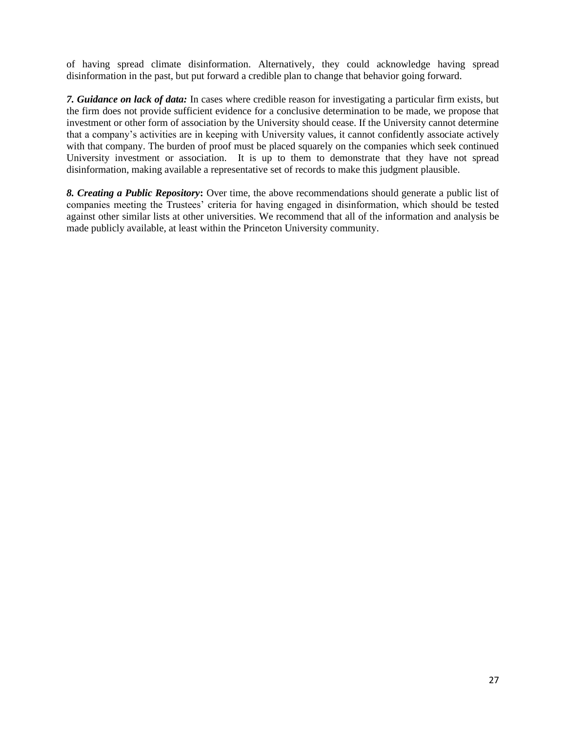of having spread climate disinformation. Alternatively, they could acknowledge having spread disinformation in the past, but put forward a credible plan to change that behavior going forward.

***7. Guidance on lack of data:*** In cases where credible reason for investigating a particular firm exists, but the firm does not provide sufficient evidence for a conclusive determination to be made, we propose that investment or other form of association by the University should cease. If the University cannot determine that a company's activities are in keeping with University values, it cannot confidently associate actively with that company. The burden of proof must be placed squarely on the companies which seek continued University investment or association. It is up to them to demonstrate that they have not spread disinformation, making available a representative set of records to make this judgment plausible.

***8. Creating a Public Repository*:** Over time, the above recommendations should generate a public list of companies meeting the Trustees' criteria for having engaged in disinformation, which should be tested against other similar lists at other universities. We recommend that all of the information and analysis be made publicly available, at least within the Princeton University community.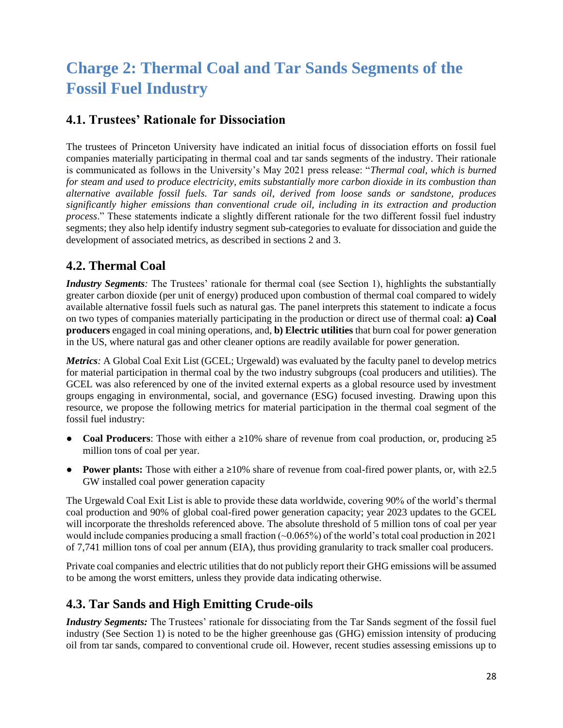# Charge 2: Thermal Coal and Tar Sands Segments of the Fossil Fuel Industry

## 4.1. Trustees' Rationale for Dissociation

The trustees of Princeton University have indicated an initial focus of dissociation efforts on fossil fuel companies materially participating in thermal coal and tar sands segments of the industry. Their rationale is communicated as follows in the University's May 2021 press release: "*Thermal coal, which is burned for steam and used to produce electricity, emits substantially more carbon dioxide in its combustion than alternative available fossil fuels. Tar sands oil, derived from loose sands or sandstone, produces significantly higher emissions than conventional crude oil, including in its extraction and production process*." These statements indicate a slightly different rationale for the two different fossil fuel industry segments; they also help identify industry segment sub-categories to evaluate for dissociation and guide the development of associated metrics, as described in sections 2 and 3.

## 4.2. Thermal Coal

***Industry Segments****:* The Trustees' rationale for thermal coal (see Section 1), highlights the substantially greater carbon dioxide (per unit of energy) produced upon combustion of thermal coal compared to widely available alternative fossil fuels such as natural gas. The panel interprets this statement to indicate a focus on two types of companies materially participating in the production or direct use of thermal coal: **a) Coal producers** engaged in coal mining operations, and, **b) Electric utilities** that burn coal for power generation in the US, where natural gas and other cleaner options are readily available for power generation.

***Metrics****:* A Global Coal Exit List (GCEL; Urgewald) was evaluated by the faculty panel to develop metrics for material participation in thermal coal by the two industry subgroups (coal producers and utilities). The GCEL was also referenced by one of the invited external experts as a global resource used by investment groups engaging in environmental, social, and governance (ESG) focused investing. Drawing upon this resource, we propose the following metrics for material participation in the thermal coal segment of the fossil fuel industry:

- **Coal Producers**: Those with either a ≥10% share of revenue from coal production, or, producing ≥5 million tons of coal per year.
- **Power plants:** Those with either a ≥10% share of revenue from coal-fired power plants, or, with ≥2.5 GW installed coal power generation capacity

The Urgewald Coal Exit List is able to provide these data worldwide, covering 90% of the world's thermal coal production and 90% of global coal-fired power generation capacity; year 2023 updates to the GCEL will incorporate the thresholds referenced above. The absolute threshold of 5 million tons of coal per year would include companies producing a small fraction (~0.065%) of the world's total coal production in 2021 of 7,741 million tons of coal per annum (EIA), thus providing granularity to track smaller coal producers.

Private coal companies and electric utilities that do not publicly report their GHG emissions will be assumed to be among the worst emitters, unless they provide data indicating otherwise.

## 4.3. Tar Sands and High Emitting Crude-oils

***Industry Segments:*** The Trustees' rationale for dissociating from the Tar Sands segment of the fossil fuel industry (See Section 1) is noted to be the higher greenhouse gas (GHG) emission intensity of producing oil from tar sands, compared to conventional crude oil. However, recent studies assessing emissions up to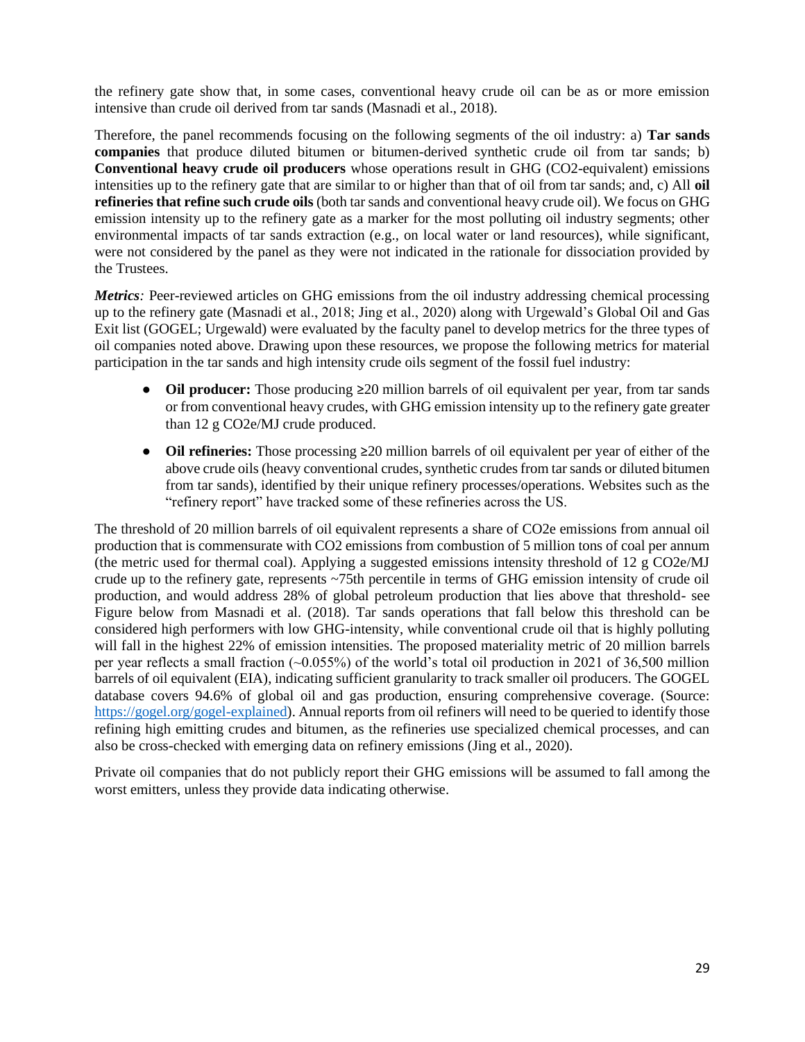the refinery gate show that, in some cases, conventional heavy crude oil can be as or more emission intensive than crude oil derived from tar sands (Masnadi et al., 2018).

Therefore, the panel recommends focusing on the following segments of the oil industry: a) **Tar sands companies** that produce diluted bitumen or bitumen-derived synthetic crude oil from tar sands; b) **Conventional heavy crude oil producers** whose operations result in GHG (CO2-equivalent) emissions intensities up to the refinery gate that are similar to or higher than that of oil from tar sands; and, c) All **oil refineries that refine such crude oils** (both tar sands and conventional heavy crude oil). We focus on GHG emission intensity up to the refinery gate as a marker for the most polluting oil industry segments; other environmental impacts of tar sands extraction (e.g., on local water or land resources), while significant, were not considered by the panel as they were not indicated in the rationale for dissociation provided by the Trustees.

***Metrics**:* Peer-reviewed articles on GHG emissions from the oil industry addressing chemical processing up to the refinery gate (Masnadi et al., 2018; Jing et al., 2020) along with Urgewald's Global Oil and Gas Exit list (GOGEL; Urgewald) were evaluated by the faculty panel to develop metrics for the three types of oil companies noted above. Drawing upon these resources, we propose the following metrics for material participation in the tar sands and high intensity crude oils segment of the fossil fuel industry:

- **Oil producer:** Those producing ≥20 million barrels of oil equivalent per year, from tar sands or from conventional heavy crudes, with GHG emission intensity up to the refinery gate greater than 12 g CO2e/MJ crude produced.
- **Oil refineries:** Those processing ≥20 million barrels of oil equivalent per year of either of the above crude oils (heavy conventional crudes, synthetic crudes from tar sands or diluted bitumen from tar sands), identified by their unique refinery processes/operations. Websites such as the "refinery report" have tracked some of these refineries across the US.

The threshold of 20 million barrels of oil equivalent represents a share of CO2e emissions from annual oil production that is commensurate with CO2 emissions from combustion of 5 million tons of coal per annum (the metric used for thermal coal). Applying a suggested emissions intensity threshold of 12 g CO2e/MJ crude up to the refinery gate, represents ~75th percentile in terms of GHG emission intensity of crude oil production, and would address 28% of global petroleum production that lies above that threshold- see Figure below from Masnadi et al. (2018). Tar sands operations that fall below this threshold can be considered high performers with low GHG-intensity, while conventional crude oil that is highly polluting will fall in the highest 22% of emission intensities. The proposed materiality metric of 20 million barrels per year reflects a small fraction (~0.055%) of the world's total oil production in 2021 of 36,500 million barrels of oil equivalent (EIA), indicating sufficient granularity to track smaller oil producers. The GOGEL database covers 94.6% of global oil and gas production, ensuring comprehensive coverage. (Source: [https://gogel.org/gogel-explained](https://gogel.org/gogel-explained)). Annual reports from oil refiners will need to be queried to identify those refining high emitting crudes and bitumen, as the refineries use specialized chemical processes, and can also be cross-checked with emerging data on refinery emissions (Jing et al., 2020).

Private oil companies that do not publicly report their GHG emissions will be assumed to fall among the worst emitters, unless they provide data indicating otherwise.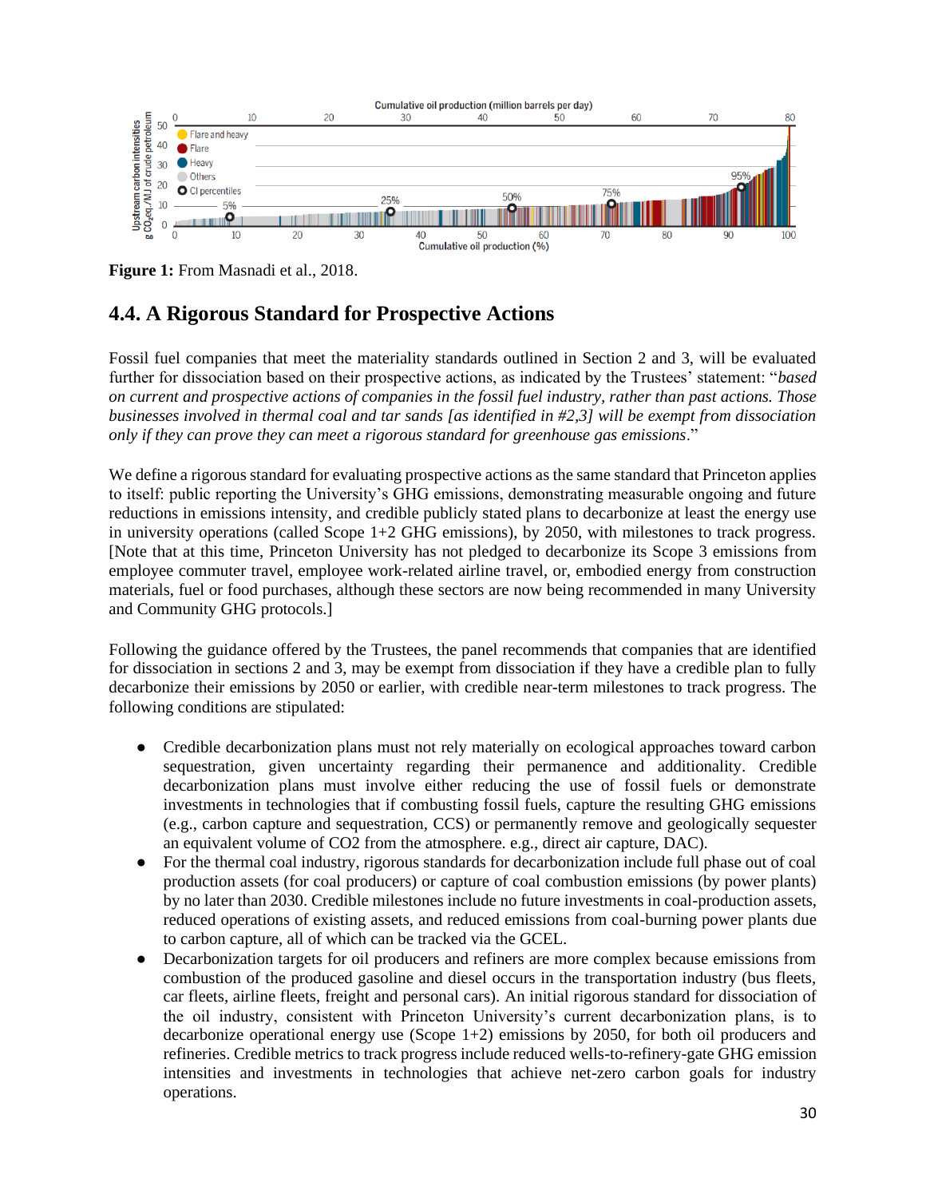**Figure 1:** From Masnadi et al., 2018.

## 4.4. A Rigorous Standard for Prospective Actions

Fossil fuel companies that meet the materiality standards outlined in Section 2 and 3, will be evaluated further for dissociation based on their prospective actions, as indicated by the Trustees' statement: "*based on current and prospective actions of companies in the fossil fuel industry, rather than past actions. Those businesses involved in thermal coal and tar sands [as identified in #2,3] will be exempt from dissociation only if they can prove they can meet a rigorous standard for greenhouse gas emissions*."

We define a rigorous standard for evaluating prospective actions as the same standard that Princeton applies to itself: public reporting the University's GHG emissions, demonstrating measurable ongoing and future reductions in emissions intensity, and credible publicly stated plans to decarbonize at least the energy use in university operations (called Scope 1+2 GHG emissions), by 2050, with milestones to track progress. [Note that at this time, Princeton University has not pledged to decarbonize its Scope 3 emissions from employee commuter travel, employee work-related airline travel, or, embodied energy from construction materials, fuel or food purchases, although these sectors are now being recommended in many University and Community GHG protocols.]

Following the guidance offered by the Trustees, the panel recommends that companies that are identified for dissociation in sections 2 and 3, may be exempt from dissociation if they have a credible plan to fully decarbonize their emissions by 2050 or earlier, with credible near-term milestones to track progress. The following conditions are stipulated:

- Credible decarbonization plans must not rely materially on ecological approaches toward carbon sequestration, given uncertainty regarding their permanence and additionality. Credible decarbonization plans must involve either reducing the use of fossil fuels or demonstrate investments in technologies that if combusting fossil fuels, capture the resulting GHG emissions (e.g., carbon capture and sequestration, CCS) or permanently remove and geologically sequester an equivalent volume of CO2 from the atmosphere. e.g., direct air capture, DAC).
- For the thermal coal industry, rigorous standards for decarbonization include full phase out of coal production assets (for coal producers) or capture of coal combustion emissions (by power plants) by no later than 2030. Credible milestones include no future investments in coal-production assets, reduced operations of existing assets, and reduced emissions from coal-burning power plants due to carbon capture, all of which can be tracked via the GCEL.
- Decarbonization targets for oil producers and refiners are more complex because emissions from combustion of the produced gasoline and diesel occurs in the transportation industry (bus fleets, car fleets, airline fleets, freight and personal cars). An initial rigorous standard for dissociation of the oil industry, consistent with Princeton University's current decarbonization plans, is to decarbonize operational energy use (Scope 1+2) emissions by 2050, for both oil producers and refineries. Credible metrics to track progress include reduced wells-to-refinery-gate GHG emission intensities and investments in technologies that achieve net-zero carbon goals for industry operations.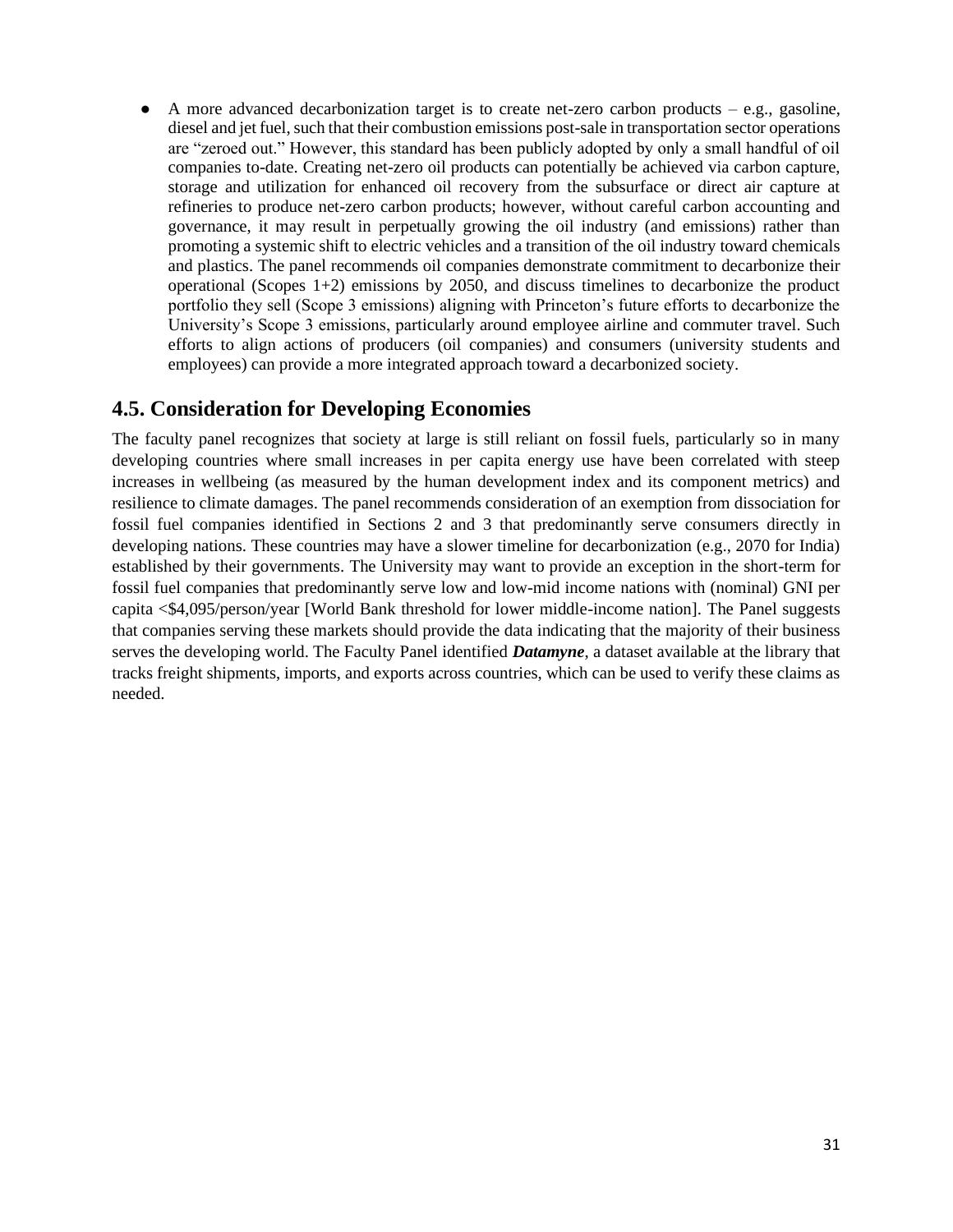- A more advanced decarbonization target is to create net-zero carbon products – e.g., gasoline, diesel and jet fuel, such that their combustion emissions post-sale in transportation sector operations are "zeroed out." However, this standard has been publicly adopted by only a small handful of oil companies to-date. Creating net-zero oil products can potentially be achieved via carbon capture, storage and utilization for enhanced oil recovery from the subsurface or direct air capture at refineries to produce net-zero carbon products; however, without careful carbon accounting and governance, it may result in perpetually growing the oil industry (and emissions) rather than promoting a systemic shift to electric vehicles and a transition of the oil industry toward chemicals and plastics. The panel recommends oil companies demonstrate commitment to decarbonize their operational (Scopes 1+2) emissions by 2050, and discuss timelines to decarbonize the product portfolio they sell (Scope 3 emissions) aligning with Princeton's future efforts to decarbonize the University's Scope 3 emissions, particularly around employee airline and commuter travel. Such efforts to align actions of producers (oil companies) and consumers (university students and employees) can provide a more integrated approach toward a decarbonized society.

## 4.5. Consideration for Developing Economies

The faculty panel recognizes that society at large is still reliant on fossil fuels, particularly so in many developing countries where small increases in per capita energy use have been correlated with steep increases in wellbeing (as measured by the human development index and its component metrics) and resilience to climate damages. The panel recommends consideration of an exemption from dissociation for fossil fuel companies identified in Sections 2 and 3 that predominantly serve consumers directly in developing nations. These countries may have a slower timeline for decarbonization (e.g., 2070 for India) established by their governments. The University may want to provide an exception in the short-term for fossil fuel companies that predominantly serve low and low-mid income nations with (nominal) GNI per capita <$4,095/person/year [World Bank threshold for lower middle-income nation]. The Panel suggests that companies serving these markets should provide the data indicating that the majority of their business serves the developing world. The Faculty Panel identified ***Datamyne***, a dataset available at the library that tracks freight shipments, imports, and exports across countries, which can be used to verify these claims as needed.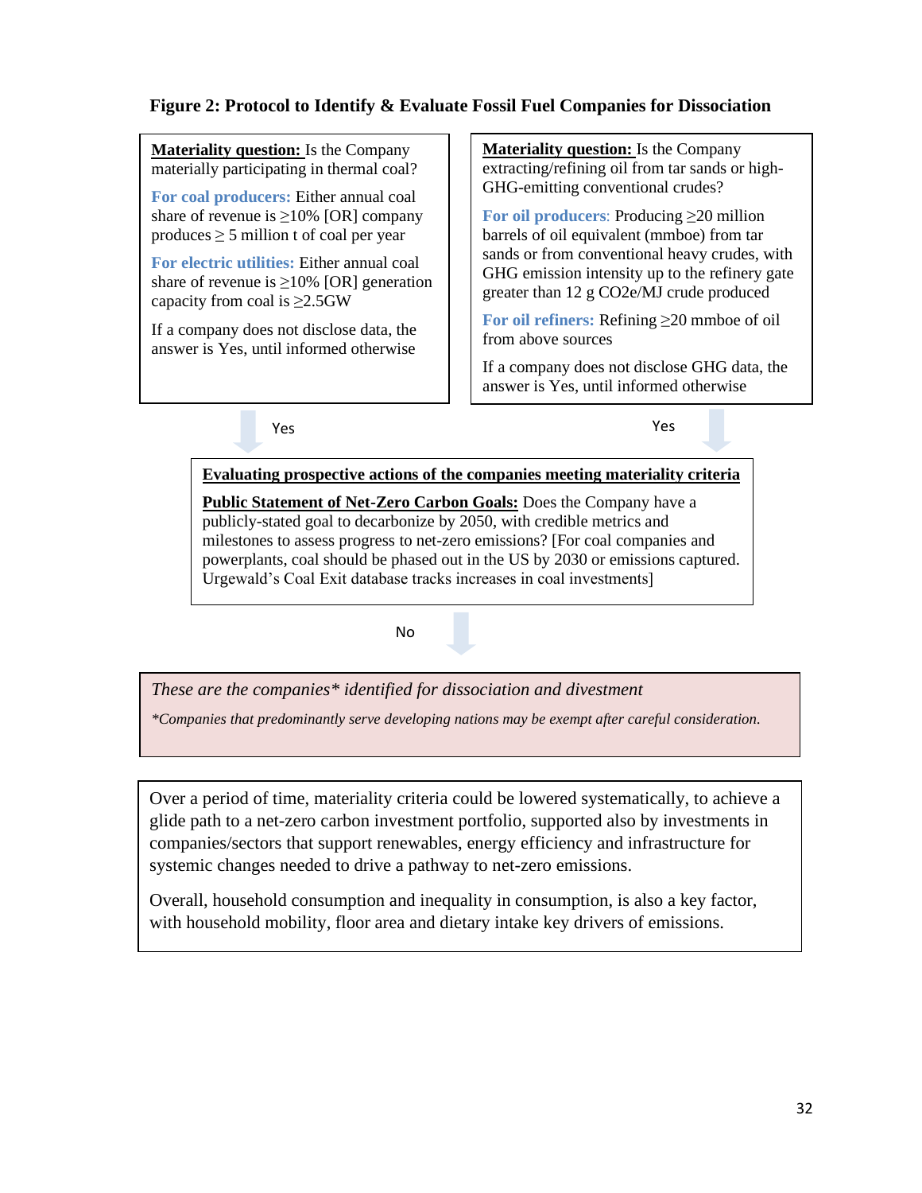**Figure 2: Protocol to Identify & Evaluate Fossil Fuel Companies for Dissociation**

**Materiality question:** Is the Company materially participating in thermal coal?

**For coal producers:** Either annual coal share of revenue is ≥10% [OR] company produces ≥ 5 million t of coal per year

**For electric utilities:** Either annual coal share of revenue is ≥10% [OR] generation capacity from coal is ≥2.5GW

If a company does not disclose data, the answer is Yes, until informed otherwise

**Materiality question:** Is the Company extracting/refining oil from tar sands or high-GHG-emitting conventional crudes?

**For oil producers**: Producing ≥20 million barrels of oil equivalent (mmboe) from tar sands or from conventional heavy crudes, with GHG emission intensity up to the refinery gate greater than 12 g $CO_2e$/MJ crude produced

**For oil refiners:** Refining ≥20 mmboe of oil from above sources

If a company does not disclose GHG data, the answer is Yes, until informed otherwise

Yes ↓ &nbsp;&nbsp;&nbsp;&nbsp; Yes ↓

**Evaluating prospective actions of the companies meeting materiality criteria**

**Public Statement of Net-Zero Carbon Goals:** Does the Company have a publicly-stated goal to decarbonize by 2050, with credible metrics and milestones to assess progress to net-zero emissions? [For coal companies and powerplants, coal should be phased out in the US by 2030 or emissions captured. Urgewald's Coal Exit database tracks increases in coal investments]

No ↓

*These are the companies* identified for dissociation and divestment*

**Companies that predominantly serve developing nations may be exempt after careful consideration.*

Over a period of time, materiality criteria could be lowered systematically, to achieve a glide path to a net-zero carbon investment portfolio, supported also by investments in companies/sectors that support renewables, energy efficiency and infrastructure for systemic changes needed to drive a pathway to net-zero emissions.

Overall, household consumption and inequality in consumption, is also a key factor, with household mobility, floor area and dietary intake key drivers of emissions.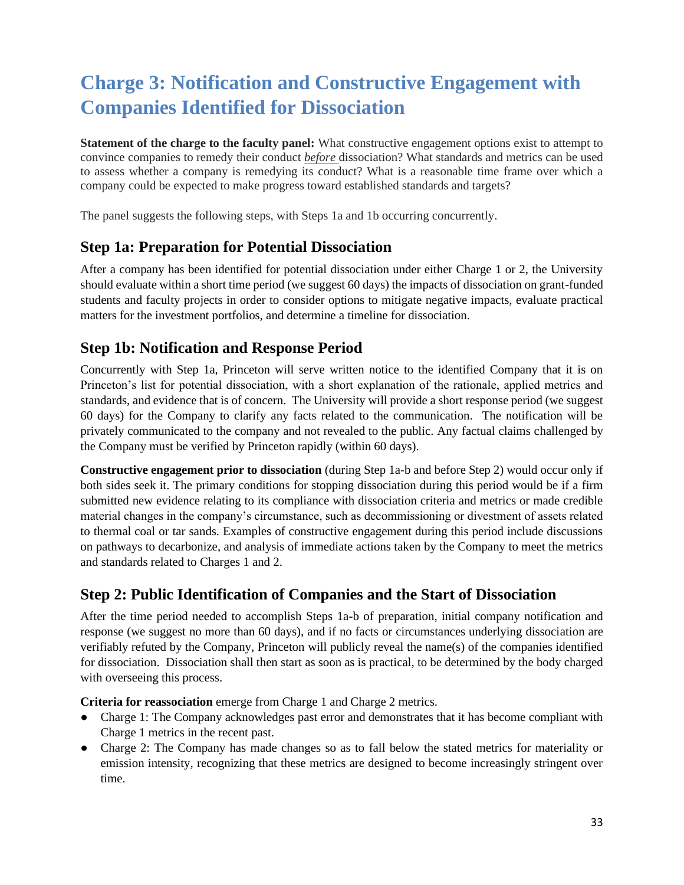# Charge 3: Notification and Constructive Engagement with Companies Identified for Dissociation

**Statement of the charge to the faculty panel:** What constructive engagement options exist to attempt to convince companies to remedy their conduct ***before*** dissociation? What standards and metrics can be used to assess whether a company is remedying its conduct? What is a reasonable time frame over which a company could be expected to make progress toward established standards and targets?

The panel suggests the following steps, with Steps 1a and 1b occurring concurrently.

## Step 1a: Preparation for Potential Dissociation

After a company has been identified for potential dissociation under either Charge 1 or 2, the University should evaluate within a short time period (we suggest 60 days) the impacts of dissociation on grant-funded students and faculty projects in order to consider options to mitigate negative impacts, evaluate practical matters for the investment portfolios, and determine a timeline for dissociation.

## Step 1b: Notification and Response Period

Concurrently with Step 1a, Princeton will serve written notice to the identified Company that it is on Princeton's list for potential dissociation, with a short explanation of the rationale, applied metrics and standards, and evidence that is of concern. The University will provide a short response period (we suggest 60 days) for the Company to clarify any facts related to the communication. The notification will be privately communicated to the company and not revealed to the public. Any factual claims challenged by the Company must be verified by Princeton rapidly (within 60 days).

**Constructive engagement prior to dissociation** (during Step 1a-b and before Step 2) would occur only if both sides seek it. The primary conditions for stopping dissociation during this period would be if a firm submitted new evidence relating to its compliance with dissociation criteria and metrics or made credible material changes in the company's circumstance, such as decommissioning or divestment of assets related to thermal coal or tar sands. Examples of constructive engagement during this period include discussions on pathways to decarbonize, and analysis of immediate actions taken by the Company to meet the metrics and standards related to Charges 1 and 2.

## Step 2: Public Identification of Companies and the Start of Dissociation

After the time period needed to accomplish Steps 1a-b of preparation, initial company notification and response (we suggest no more than 60 days), and if no facts or circumstances underlying dissociation are verifiably refuted by the Company, Princeton will publicly reveal the name(s) of the companies identified for dissociation. Dissociation shall then start as soon as is practical, to be determined by the body charged with overseeing this process.

**Criteria for reassociation** emerge from Charge 1 and Charge 2 metrics.

- Charge 1: The Company acknowledges past error and demonstrates that it has become compliant with Charge 1 metrics in the recent past.
- Charge 2: The Company has made changes so as to fall below the stated metrics for materiality or emission intensity, recognizing that these metrics are designed to become increasingly stringent over time.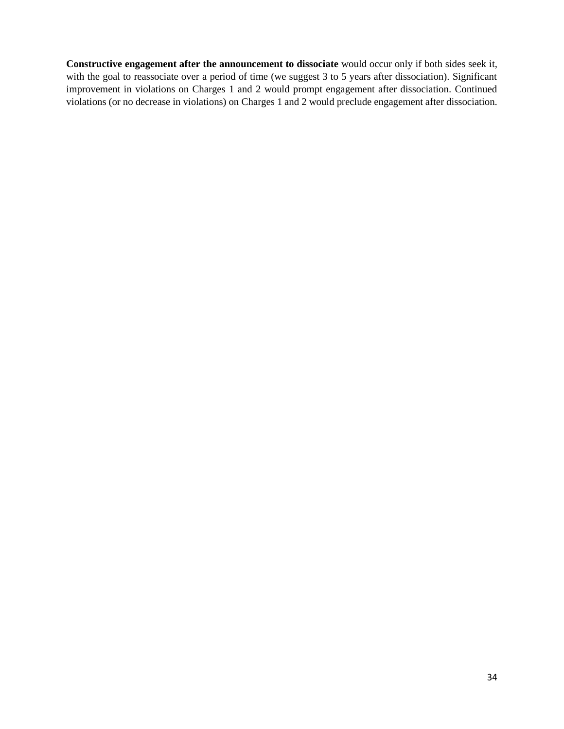**Constructive engagement after the announcement to dissociate** would occur only if both sides seek it, with the goal to reassociate over a period of time (we suggest 3 to 5 years after dissociation). Significant improvement in violations on Charges 1 and 2 would prompt engagement after dissociation. Continued violations (or no decrease in violations) on Charges 1 and 2 would preclude engagement after dissociation.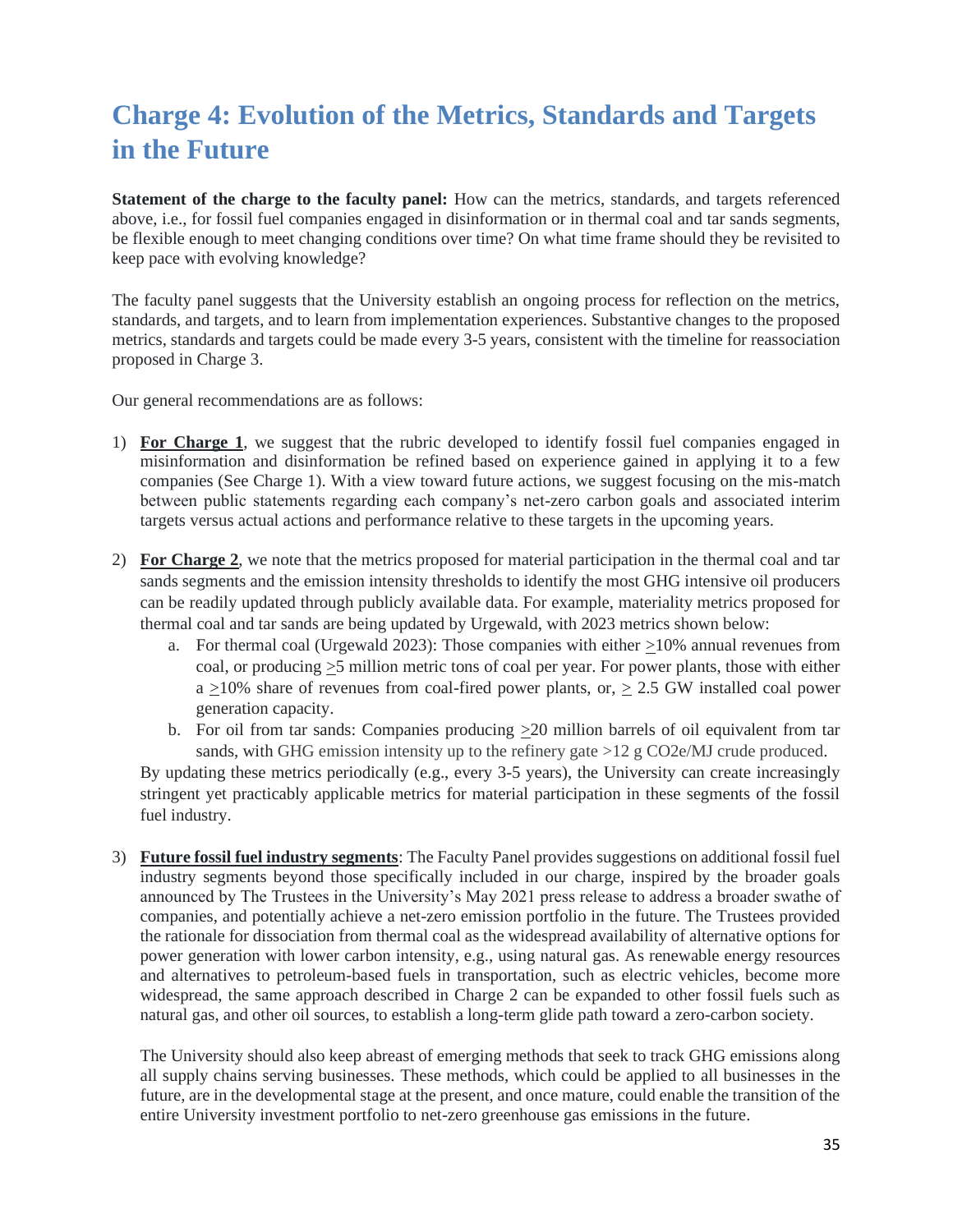# Charge 4: Evolution of the Metrics, Standards and Targets in the Future

**Statement of the charge to the faculty panel:** How can the metrics, standards, and targets referenced above, i.e., for fossil fuel companies engaged in disinformation or in thermal coal and tar sands segments, be flexible enough to meet changing conditions over time? On what time frame should they be revisited to keep pace with evolving knowledge?

The faculty panel suggests that the University establish an ongoing process for reflection on the metrics, standards, and targets, and to learn from implementation experiences. Substantive changes to the proposed metrics, standards and targets could be made every 3-5 years, consistent with the timeline for reassociation proposed in Charge 3.

Our general recommendations are as follows:

1) **For Charge 1**, we suggest that the rubric developed to identify fossil fuel companies engaged in misinformation and disinformation be refined based on experience gained in applying it to a few companies (See Charge 1). With a view toward future actions, we suggest focusing on the mis-match between public statements regarding each company's net-zero carbon goals and associated interim targets versus actual actions and performance relative to these targets in the upcoming years.

2) **For Charge 2**, we note that the metrics proposed for material participation in the thermal coal and tar sands segments and the emission intensity thresholds to identify the most GHG intensive oil producers can be readily updated through publicly available data. For example, materiality metrics proposed for thermal coal and tar sands are being updated by Urgewald, with 2023 metrics shown below:
   a. For thermal coal (Urgewald 2023): Those companies with either ≥10% annual revenues from coal, or producing ≥5 million metric tons of coal per year. For power plants, those with either a ≥10% share of revenues from coal-fired power plants, or, ≥ 2.5 GW installed coal power generation capacity.
   b. For oil from tar sands: Companies producing ≥20 million barrels of oil equivalent from tar sands, with GHG emission intensity up to the refinery gate >12 g CO2e/MJ crude produced.

   By updating these metrics periodically (e.g., every 3-5 years), the University can create increasingly stringent yet practically applicable metrics for material participation in these segments of the fossil fuel industry.

3) **Future fossil fuel industry segments**: The Faculty Panel provides suggestions on additional fossil fuel industry segments beyond those specifically included in our charge, inspired by the broader goals announced by The Trustees in the University's May 2021 press release to address a broader swathe of companies, and potentially achieve a net-zero emission portfolio in the future. The Trustees provided the rationale for dissociation from thermal coal as the widespread availability of alternative options for power generation with lower carbon intensity, e.g., using natural gas. As renewable energy resources and alternatives to petroleum-based fuels in transportation, such as electric vehicles, become more widespread, the same approach described in Charge 2 can be expanded to other fossil fuels such as natural gas, and other oil sources, to establish a long-term glide path toward a zero-carbon society.

   The University should also keep abreast of emerging methods that seek to track GHG emissions along all supply chains serving businesses. These methods, which could be applied to all businesses in the future, are in the developmental stage at the present, and once mature, could enable the transition of the entire University investment portfolio to net-zero greenhouse gas emissions in the future.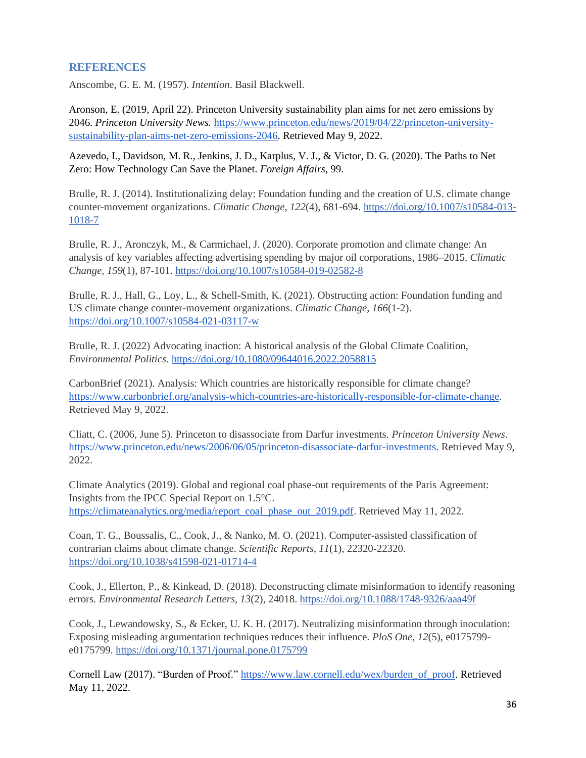## REFERENCES

Anscombe, G. E. M. (1957). *Intention*. Basil Blackwell.

Aronson, E. (2019, April 22). Princeton University sustainability plan aims for net zero emissions by 2046. *Princeton University News.* https://www.princeton.edu/news/2019/04/22/princeton-university-sustainability-plan-aims-net-zero-emissions-2046. Retrieved May 9, 2022.

Azevedo, I., Davidson, M. R., Jenkins, J. D., Karplus, V. J., & Victor, D. G. (2020). The Paths to Net Zero: How Technology Can Save the Planet. *Foreign Affairs*, 99.

Brulle, R. J. (2014). Institutionalizing delay: Foundation funding and the creation of U.S. climate change counter-movement organizations. *Climatic Change*, *122*(4), 681-694. https://doi.org/10.1007/s10584-013-1018-7

Brulle, R. J., Aronczyk, M., & Carmichael, J. (2020). Corporate promotion and climate change: An analysis of key variables affecting advertising spending by major oil corporations, 1986–2015. *Climatic Change, 159*(1), 87-101. https://doi.org/10.1007/s10584-019-02582-8

Brulle, R. J., Hall, G., Loy, L., & Schell-Smith, K. (2021). Obstructing action: Foundation funding and US climate change counter-movement organizations. *Climatic Change, 166*(1-2). https://doi.org/10.1007/s10584-021-03117-w

Brulle, R. J. (2022) Advocating inaction: A historical analysis of the Global Climate Coalition, *Environmental Politics*. https://doi.org/10.1080/09644016.2022.2058815

CarbonBrief (2021). Analysis: Which countries are historically responsible for climate change? https://www.carbonbrief.org/analysis-which-countries-are-historically-responsible-for-climate-change. Retrieved May 9, 2022.

Cliatt, C. (2006, June 5). Princeton to disassociate from Darfur investments. *Princeton University News*. https://www.princeton.edu/news/2006/06/05/princeton-disassociate-darfur-investments. Retrieved May 9, 2022.

Climate Analytics (2019). Global and regional coal phase-out requirements of the Paris Agreement: Insights from the IPCC Special Report on 1.5°C. https://climateanalytics.org/media/report_coal_phase_out_2019.pdf. Retrieved May 11, 2022.

Coan, T. G., Boussalis, C., Cook, J., & Nanko, M. O. (2021). Computer-assisted classification of contrarian claims about climate change. *Scientific Reports, 11*(1), 22320-22320. https://doi.org/10.1038/s41598-021-01714-4

Cook, J., Ellerton, P., & Kinkead, D. (2018). Deconstructing climate misinformation to identify reasoning errors. *Environmental Research Letters, 13*(2), 24018. https://doi.org/10.1088/1748-9326/aaa49f

Cook, J., Lewandowsky, S., & Ecker, U. K. H. (2017). Neutralizing misinformation through inoculation: Exposing misleading argumentation techniques reduces their influence. *PloS One, 12*(5), e0175799-e0175799. https://doi.org/10.1371/journal.pone.0175799

Cornell Law (2017). "Burden of Proof." https://www.law.cornell.edu/wex/burden_of_proof. Retrieved May 11, 2022.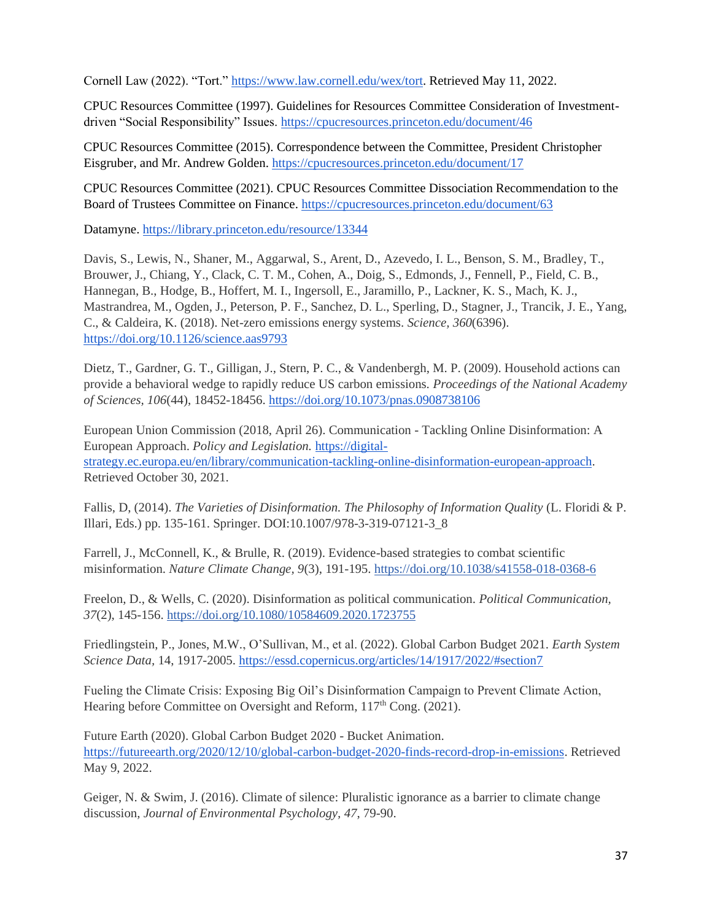Cornell Law (2022). "Tort." https://www.law.cornell.edu/wex/tort. Retrieved May 11, 2022.

CPUC Resources Committee (1997). Guidelines for Resources Committee Consideration of Investment-driven "Social Responsibility" Issues. https://cpucresources.princeton.edu/document/46

CPUC Resources Committee (2015). Correspondence between the Committee, President Christopher Eisgruber, and Mr. Andrew Golden. https://cpucresources.princeton.edu/document/17

CPUC Resources Committee (2021). CPUC Resources Committee Dissociation Recommendation to the Board of Trustees Committee on Finance. https://cpucresources.princeton.edu/document/63

Datamyne. https://library.princeton.edu/resource/13344

Davis, S., Lewis, N., Shaner, M., Aggarwal, S., Arent, D., Azevedo, I. L., Benson, S. M., Bradley, T., Brouwer, J., Chiang, Y., Clack, C. T. M., Cohen, A., Doig, S., Edmonds, J., Fennell, P., Field, C. B., Hannegan, B., Hodge, B., Hoffert, M. I., Ingersoll, E., Jaramillo, P., Lackner, K. S., Mach, K. J., Mastrandrea, M., Ogden, J., Peterson, P. F., Sanchez, D. L., Sperling, D., Stagner, J., Trancik, J. E., Yang, C., & Caldeira, K. (2018). Net-zero emissions energy systems. *Science, 360*(6396). https://doi.org/10.1126/science.aas9793

Dietz, T., Gardner, G. T., Gilligan, J., Stern, P. C., & Vandenbergh, M. P. (2009). Household actions can provide a behavioral wedge to rapidly reduce US carbon emissions. *Proceedings of the National Academy of Sciences, 106*(44), 18452-18456. https://doi.org/10.1073/pnas.0908738106

European Union Commission (2018, April 26). Communication - Tackling Online Disinformation: A European Approach. *Policy and Legislation.* https://digital-strategy.ec.europa.eu/en/library/communication-tackling-online-disinformation-european-approach. Retrieved October 30, 2021.

Fallis, D, (2014). *The Varieties of Disinformation. The Philosophy of Information Quality* (L. Floridi & P. Illari, Eds.) pp. 135-161. Springer. DOI:10.1007/978-3-319-07121-3_8

Farrell, J., McConnell, K., & Brulle, R. (2019). Evidence-based strategies to combat scientific misinformation. *Nature Climate Change, 9*(3), 191-195. https://doi.org/10.1038/s41558-018-0368-6

Freelon, D., & Wells, C. (2020). Disinformation as political communication. *Political Communication, 37*(2), 145-156. https://doi.org/10.1080/10584609.2020.1723755

Friedlingstein, P., Jones, M.W., O'Sullivan, M., et al. (2022). Global Carbon Budget 2021. *Earth System Science Data*, 14, 1917-2005. https://essd.copernicus.org/articles/14/1917/2022/#section7

Fueling the Climate Crisis: Exposing Big Oil's Disinformation Campaign to Prevent Climate Action, Hearing before Committee on Oversight and Reform, 117th Cong. (2021).

Future Earth (2020). Global Carbon Budget 2020 - Bucket Animation. https://futureearth.org/2020/12/10/global-carbon-budget-2020-finds-record-drop-in-emissions. Retrieved May 9, 2022.

Geiger, N. & Swim, J. (2016). Climate of silence: Pluralistic ignorance as a barrier to climate change discussion, *Journal of Environmental Psychology, 47*, 79-90.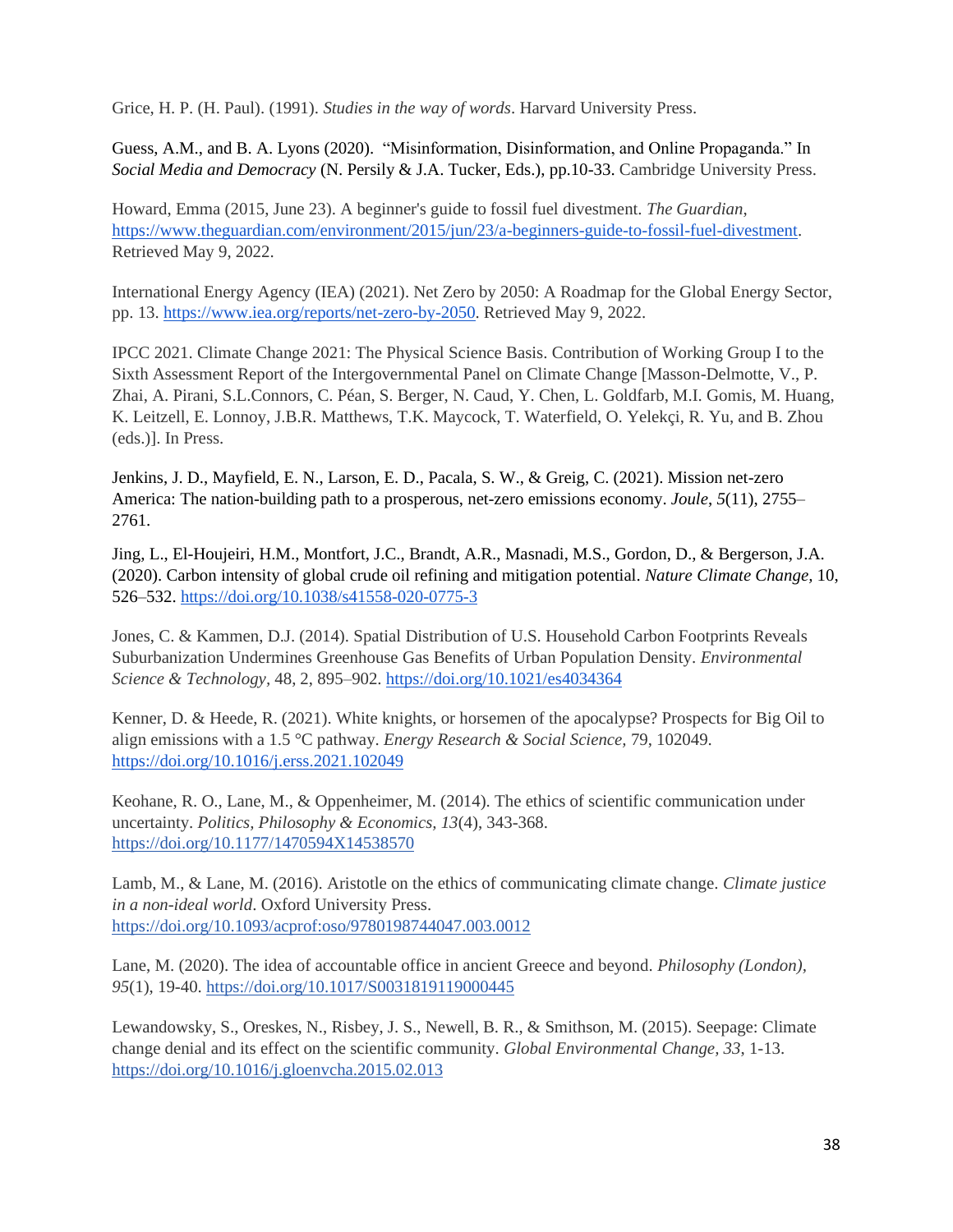Grice, H. P. (H. Paul). (1991). *Studies in the way of words*. Harvard University Press.

Guess, A.M., and B. A. Lyons (2020). "Misinformation, Disinformation, and Online Propaganda." In *Social Media and Democracy* (N. Persily & J.A. Tucker, Eds.), pp.10-33. Cambridge University Press.

Howard, Emma (2015, June 23). A beginner's guide to fossil fuel divestment. *The Guardian*, https://www.theguardian.com/environment/2015/jun/23/a-beginners-guide-to-fossil-fuel-divestment. Retrieved May 9, 2022.

International Energy Agency (IEA) (2021). Net Zero by 2050: A Roadmap for the Global Energy Sector, pp. 13. https://www.iea.org/reports/net-zero-by-2050. Retrieved May 9, 2022.

IPCC 2021. Climate Change 2021: The Physical Science Basis. Contribution of Working Group I to the Sixth Assessment Report of the Intergovernmental Panel on Climate Change [Masson-Delmotte, V., P. Zhai, A. Pirani, S.L.Connors, C. Péan, S. Berger, N. Caud, Y. Chen, L. Goldfarb, M.I. Gomis, M. Huang, K. Leitzell, E. Lonnoy, J.B.R. Matthews, T.K. Maycock, T. Waterfield, O. Yelekçi, R. Yu, and B. Zhou (eds.)]. In Press.

Jenkins, J. D., Mayfield, E. N., Larson, E. D., Pacala, S. W., & Greig, C. (2021). Mission net-zero America: The nation-building path to a prosperous, net-zero emissions economy. *Joule*, *5*(11), 2755–2761.

Jing, L., El-Houjeiri, H.M., Montfort, J.C., Brandt, A.R., Masnadi, M.S., Gordon, D., & Bergerson, J.A. (2020). Carbon intensity of global crude oil refining and mitigation potential. *Nature Climate Change,* 10, 526–532. https://doi.org/10.1038/s41558-020-0775-3

Jones, C. & Kammen, D.J. (2014). Spatial Distribution of U.S. Household Carbon Footprints Reveals Suburbanization Undermines Greenhouse Gas Benefits of Urban Population Density. *Environmental Science & Technology*, 48, 2, 895–902. https://doi.org/10.1021/es4034364

Kenner, D. & Heede, R. (2021). White knights, or horsemen of the apocalypse? Prospects for Big Oil to align emissions with a 1.5 °C pathway. *Energy Research & Social Science,* 79, 102049. https://doi.org/10.1016/j.erss.2021.102049

Keohane, R. O., Lane, M., & Oppenheimer, M. (2014). The ethics of scientific communication under uncertainty. *Politics, Philosophy & Economics, 13*(4), 343-368. https://doi.org/10.1177/1470594X14538570

Lamb, M., & Lane, M. (2016). Aristotle on the ethics of communicating climate change. *Climate justice in a non-ideal world*. Oxford University Press. https://doi.org/10.1093/acprof:oso/9780198744047.003.0012

Lane, M. (2020). The idea of accountable office in ancient Greece and beyond. *Philosophy (London), 95*(1), 19-40. https://doi.org/10.1017/S0031819119000445

Lewandowsky, S., Oreskes, N., Risbey, J. S., Newell, B. R., & Smithson, M. (2015). Seepage: Climate change denial and its effect on the scientific community. *Global Environmental Change, 33*, 1-13. https://doi.org/10.1016/j.gloenvcha.2015.02.013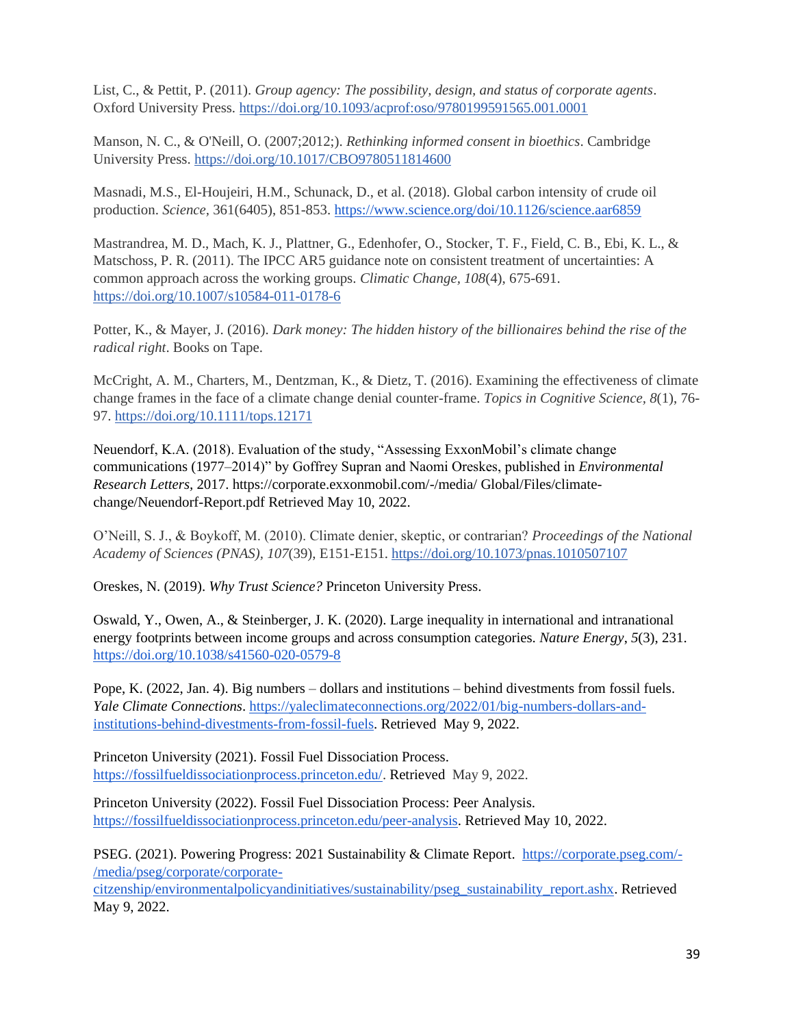List, C., & Pettit, P. (2011). *Group agency: The possibility, design, and status of corporate agents*. Oxford University Press. https://doi.org/10.1093/acprof:oso/9780199591565.001.0001

Manson, N. C., & O'Neill, O. (2007;2012;). *Rethinking informed consent in bioethics*. Cambridge University Press. https://doi.org/10.1017/CBO9780511814600

Masnadi, M.S., El-Houjeiri, H.M., Schunack, D., et al. (2018). Global carbon intensity of crude oil production. *Science,* 361(6405), 851-853. https://www.science.org/doi/10.1126/science.aar6859

Mastrandrea, M. D., Mach, K. J., Plattner, G., Edenhofer, O., Stocker, T. F., Field, C. B., Ebi, K. L., & Matschoss, P. R. (2011). The IPCC AR5 guidance note on consistent treatment of uncertainties: A common approach across the working groups. *Climatic Change, 108*(4), 675-691. https://doi.org/10.1007/s10584-011-0178-6

Potter, K., & Mayer, J. (2016). *Dark money: The hidden history of the billionaires behind the rise of the radical right*. Books on Tape.

McCright, A. M., Charters, M., Dentzman, K., & Dietz, T. (2016). Examining the effectiveness of climate change frames in the face of a climate change denial counter-frame. *Topics in Cognitive Science, 8*(1), 76-97. https://doi.org/10.1111/tops.12171

Neuendorf, K.A. (2018). Evaluation of the study, "Assessing ExxonMobil's climate change communications (1977–2014)" by Goffrey Supran and Naomi Oreskes, published in *Environmental Research Letters*, 2017. https://corporate.exxonmobil.com/-/media/ Global/Files/climate-change/Neuendorf-Report.pdf Retrieved May 10, 2022.

O'Neill, S. J., & Boykoff, M. (2010). Climate denier, skeptic, or contrarian? *Proceedings of the National Academy of Sciences (PNAS), 107*(39), E151-E151. https://doi.org/10.1073/pnas.1010507107

Oreskes, N. (2019). *Why Trust Science?* Princeton University Press.

Oswald, Y., Owen, A., & Steinberger, J. K. (2020). Large inequality in international and intranational energy footprints between income groups and across consumption categories. *Nature Energy*, *5*(3), 231. https://doi.org/10.1038/s41560-020-0579-8

Pope, K. (2022, Jan. 4). Big numbers – dollars and institutions – behind divestments from fossil fuels. *Yale Climate Connections*. https://yaleclimateconnections.org/2022/01/big-numbers-dollars-and-institutions-behind-divestments-from-fossil-fuels. Retrieved May 9, 2022.

Princeton University (2021). Fossil Fuel Dissociation Process. https://fossilfueldissociationprocess.princeton.edu/. Retrieved May 9, 2022.

Princeton University (2022). Fossil Fuel Dissociation Process: Peer Analysis. https://fossilfueldissociationprocess.princeton.edu/peer-analysis. Retrieved May 10, 2022.

PSEG. (2021). Powering Progress: 2021 Sustainability & Climate Report. https://corporate.pseg.com/-/media/pseg/corporate/corporate-citzenship/environmentalpolicyandinitiatives/sustainability/pseg_sustainability_report.ashx. Retrieved May 9, 2022.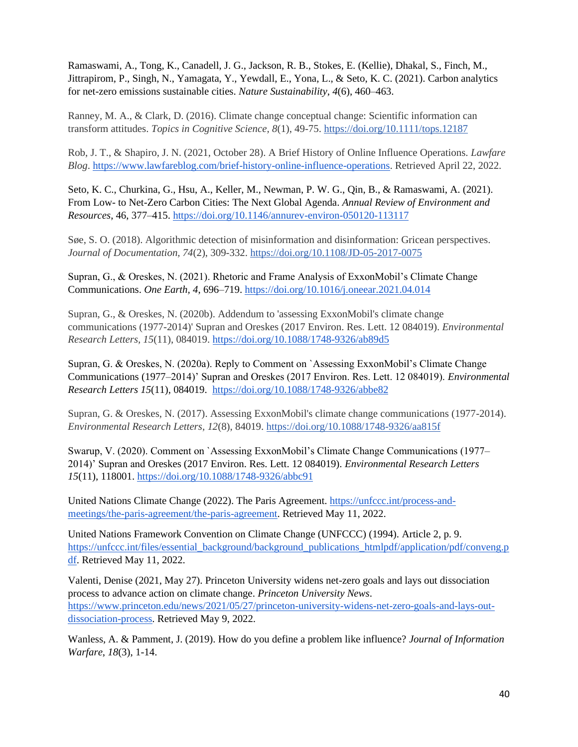Ramaswami, A., Tong, K., Canadell, J. G., Jackson, R. B., Stokes, E. (Kellie), Dhakal, S., Finch, M., Jittrapirom, P., Singh, N., Yamagata, Y., Yewdall, E., Yona, L., & Seto, K. C. (2021). Carbon analytics for net-zero emissions sustainable cities. *Nature Sustainability*, *4*(6), 460–463.

Ranney, M. A., & Clark, D. (2016). Climate change conceptual change: Scientific information can transform attitudes. *Topics in Cognitive Science, 8*(1), 49-75. https://doi.org/10.1111/tops.12187

Rob, J. T., & Shapiro, J. N. (2021, October 28). A Brief History of Online Influence Operations. *Lawfare Blog*. https://www.lawfareblog.com/brief-history-online-influence-operations. Retrieved April 22, 2022.

Seto, K. C., Churkina, G., Hsu, A., Keller, M., Newman, P. W. G., Qin, B., & Ramaswami, A. (2021). From Low- to Net-Zero Carbon Cities: The Next Global Agenda. *Annual Review of Environment and Resources*, 46, 377–415. https://doi.org/10.1146/annurev-environ-050120-113117

Søe, S. O. (2018). Algorithmic detection of misinformation and disinformation: Gricean perspectives. *Journal of Documentation, 74*(2), 309-332. https://doi.org/10.1108/JD-05-2017-0075

Supran, G., & Oreskes, N. (2021). Rhetoric and Frame Analysis of ExxonMobil's Climate Change Communications. *One Earth*, *4*, 696–719. https://doi.org/10.1016/j.oneear.2021.04.014

Supran, G., & Oreskes, N. (2020b). Addendum to 'assessing ExxonMobil's climate change communications (1977-2014)' Supran and Oreskes (2017 Environ. Res. Lett. 12 084019). *Environmental Research Letters, 15*(11), 084019. https://doi.org/10.1088/1748-9326/ab89d5

Supran, G. & Oreskes, N. (2020a). Reply to Comment on `Assessing ExxonMobil's Climate Change Communications (1977–2014)' Supran and Oreskes (2017 Environ. Res. Lett. 12 084019). *Environmental Research Letters 15*(11), 084019. https://doi.org/10.1088/1748-9326/abbe82

Supran, G. & Oreskes, N. (2017). Assessing ExxonMobil's climate change communications (1977-2014). *Environmental Research Letters, 12*(8), 84019. https://doi.org/10.1088/1748-9326/aa815f

Swarup, V. (2020). Comment on `Assessing ExxonMobil's Climate Change Communications (1977–2014)' Supran and Oreskes (2017 Environ. Res. Lett. 12 084019). *Environmental Research Letters 15*(11), 118001. https://doi.org/10.1088/1748-9326/abbc91

United Nations Climate Change (2022). The Paris Agreement. https://unfccc.int/process-and-meetings/the-paris-agreement/the-paris-agreement. Retrieved May 11, 2022.

United Nations Framework Convention on Climate Change (UNFCCC) (1994). Article 2, p. 9. https://unfccc.int/files/essential_background/background_publications_htmlpdf/application/pdf/conveng.pdf. Retrieved May 11, 2022.

Valenti, Denise (2021, May 27). Princeton University widens net-zero goals and lays out dissociation process to advance action on climate change. *Princeton University News*. https://www.princeton.edu/news/2021/05/27/princeton-university-widens-net-zero-goals-and-lays-out-dissociation-process. Retrieved May 9, 2022.

Wanless, A. & Pamment, J. (2019). How do you define a problem like influence? *Journal of Information Warfare*, *18*(3), 1-14.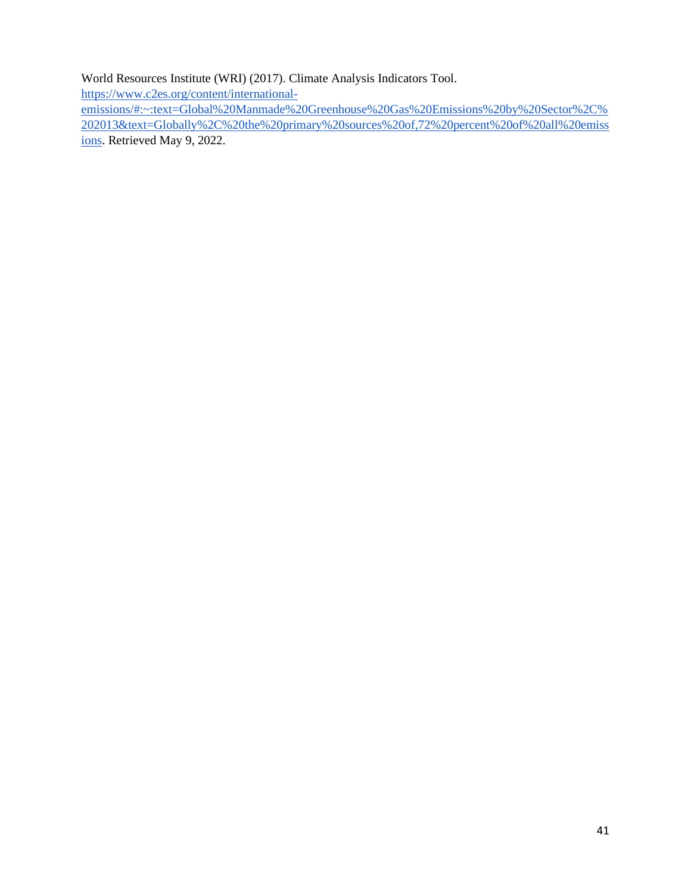World Resources Institute (WRI) (2017). Climate Analysis Indicators Tool. https://www.c2es.org/content/international-emissions/#:~:text=Global%20Manmade%20Greenhouse%20Gas%20Emissions%20by%20Sector%2C%202013&text=Globally%2C%20the%20primary%20sources%20of,72%20percent%20of%20all%20emissions. Retrieved May 9, 2022.